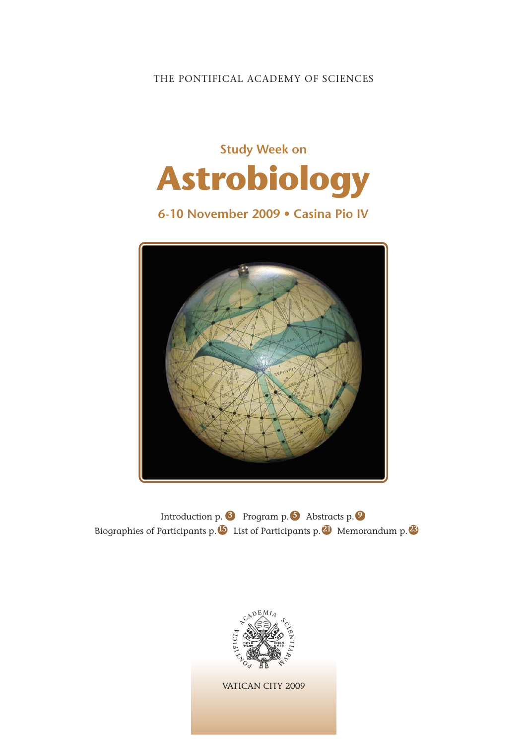THE PONTIFICAL ACADEMY OF SCIENCES

## Study Week on

# Astrobiology

## 6-10 November 2009 • Casina Pio IV

Introduction p. 3 Program p. 5 Abstracts p. 9
Biographies of Participants p. 15 List of Participants p. 21 Memorandum p. 23

VATICAN CITY 2009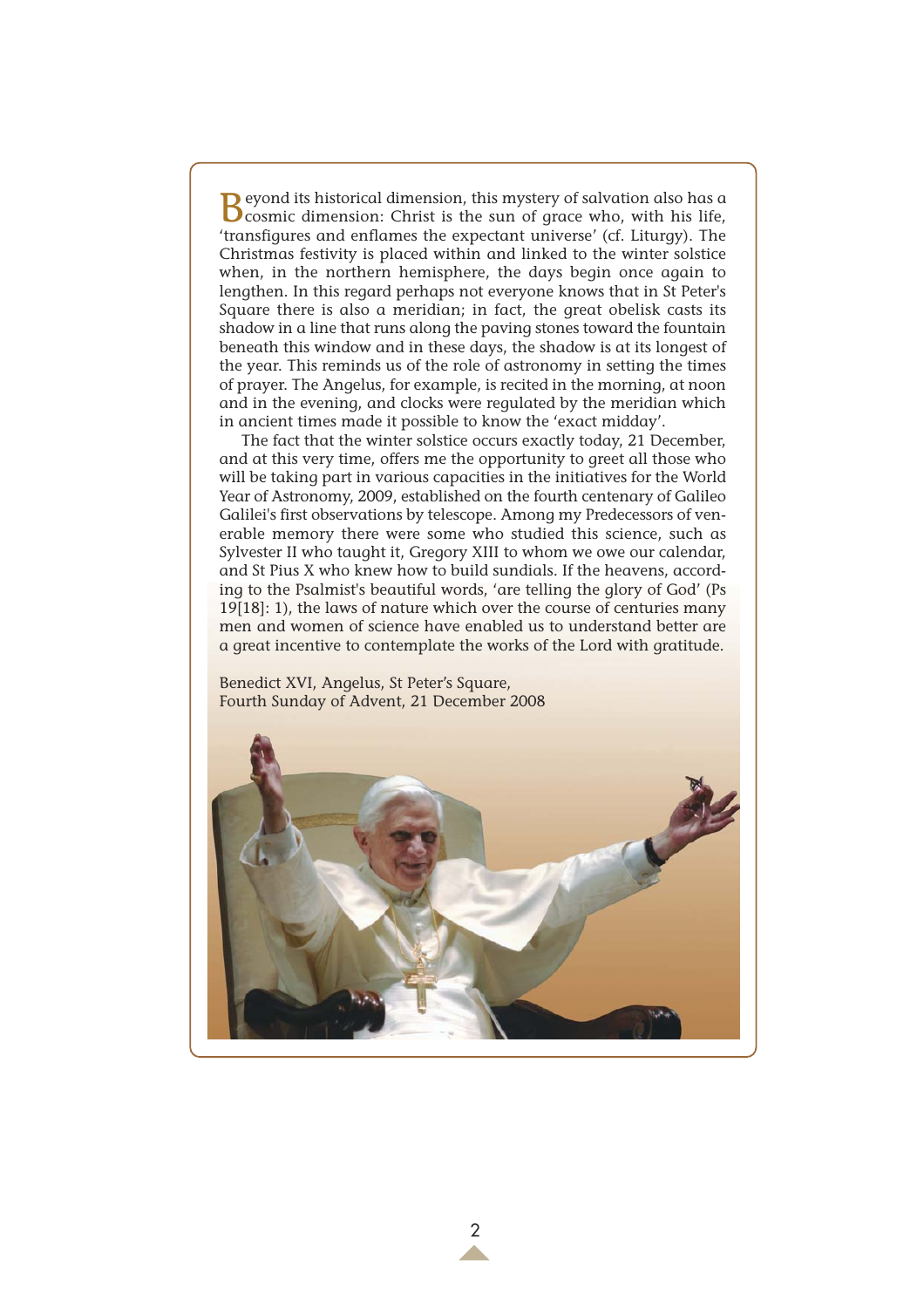Beyond its historical dimension, this mystery of salvation also has a cosmic dimension: Christ is the sun of grace who, with his life, 'transfigures and enflames the expectant universe' (cf. Liturgy). The Christmas festivity is placed within and linked to the winter solstice when, in the northern hemisphere, the days begin once again to lengthen. In this regard perhaps not everyone knows that in St Peter's Square there is also a meridian; in fact, the great obelisk casts its shadow in a line that runs along the paving stones toward the fountain beneath this window and in these days, the shadow is at its longest of the year. This reminds us of the role of astronomy in setting the times of prayer. The Angelus, for example, is recited in the morning, at noon and in the evening, and clocks were regulated by the meridian which in ancient times made it possible to know the 'exact midday'.

The fact that the winter solstice occurs exactly today, 21 December, and at this very time, offers me the opportunity to greet all those who will be taking part in various capacities in the initiatives for the World Year of Astronomy, 2009, established on the fourth centenary of Galileo Galilei's first observations by telescope. Among my Predecessors of venerable memory there were some who studied this science, such as Sylvester II who taught it, Gregory XIII to whom we owe our calendar, and St Pius X who knew how to build sundials. If the heavens, according to the Psalmist's beautiful words, 'are telling the glory of God' (Ps 19[18]: 1), the laws of nature which over the course of centuries many men and women of science have enabled us to understand better are a great incentive to contemplate the works of the Lord with gratitude.

Benedict XVI, Angelus, St Peter's Square,
Fourth Sunday of Advent, 21 December 2008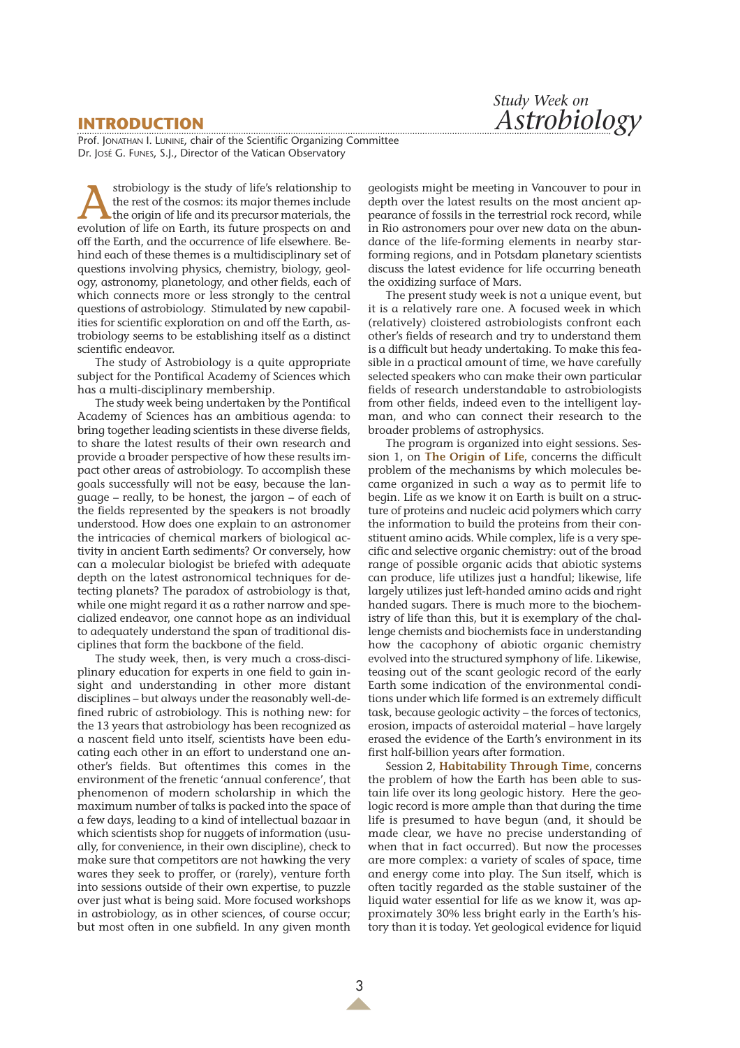# INTRODUCTION

Prof. Jonathan I. Lunine, chair of the Scientific Organizing Committee
Dr. José G. Funes, S.J., Director of the Vatican Observatory

Astrobiology is the study of life's relationship to the rest of the cosmos: its major themes include the origin of life and its precursor materials, the evolution of life on Earth, its future prospects on and off the Earth, and the occurrence of life elsewhere. Behind each of these themes is a multidisciplinary set of questions involving physics, chemistry, biology, geology, astronomy, planetology, and other fields, each of which connects more or less strongly to the central questions of astrobiology. Stimulated by new capabilities for scientific exploration on and off the Earth, astrobiology seems to be establishing itself as a distinct scientific endeavor.

The study of Astrobiology is a quite appropriate subject for the Pontifical Academy of Sciences which has a multi-disciplinary membership.

The study week being undertaken by the Pontifical Academy of Sciences has an ambitious agenda: to bring together leading scientists in these diverse fields, to share the latest results of their own research and provide a broader perspective of how these results impact other areas of astrobiology. To accomplish these goals successfully will not be easy, because the language – really, to be honest, the jargon – of each of the fields represented by the speakers is not broadly understood. How does one explain to an astronomer the intricacies of chemical markers of biological activity in ancient Earth sediments? Or conversely, how can a molecular biologist be briefed with adequate depth on the latest astronomical techniques for detecting planets? The paradox of astrobiology is that, while one might regard it as a rather narrow and specialized endeavor, one cannot hope as an individual to adequately understand the span of traditional disciplines that form the backbone of the field.

The study week, then, is very much a cross-disciplinary education for experts in one field to gain insight and understanding in other more distant disciplines – but always under the reasonably well-defined rubric of astrobiology. This is nothing new: for the 13 years that astrobiology has been recognized as a nascent field unto itself, scientists have been educating each other in an effort to understand one another's fields. But oftentimes this comes in the environment of the frenetic 'annual conference', that phenomenon of modern scholarship in which the maximum number of talks is packed into the space of a few days, leading to a kind of intellectual bazaar in which scientists shop for nuggets of information (usually, for convenience, in their own discipline), check to make sure that competitors are not hawking the very wares they seek to proffer, or (rarely), venture forth into sessions outside of their own expertise, to puzzle over just what is being said. More focused workshops in astrobiology, as in other sciences, of course occur; but most often in one subfield. In any given month geologists might be meeting in Vancouver to pour in depth over the latest results on the most ancient appearance of fossils in the terrestrial rock record, while in Rio astronomers pour over new data on the abundance of the life-forming elements in nearby star-forming regions, and in Potsdam planetary scientists discuss the latest evidence for life occurring beneath the oxidizing surface of Mars.

The present study week is not a unique event, but it is a relatively rare one. A focused week in which (relatively) cloistered astrobiologists confront each other's fields of research and try to understand them is a difficult but heady undertaking. To make this feasible in a practical amount of time, we have carefully selected speakers who can make their own particular fields of research understandable to astrobiologists from other fields, indeed even to the intelligent layman, and who can connect their research to the broader problems of astrophysics.

The program is organized into eight sessions. Session 1, on **The Origin of Life**, concerns the difficult problem of the mechanisms by which molecules became organized in such a way as to permit life to begin. Life as we know it on Earth is built on a structure of proteins and nucleic acid polymers which carry the information to build the proteins from their constituent amino acids. While complex, life is a very specific and selective organic chemistry: out of the broad range of possible organic acids that abiotic systems can produce, life utilizes just a handful; likewise, life largely utilizes just left-handed amino acids and right handed sugars. There is much more to the biochemistry of life than this, but it is exemplary of the challenge chemists and biochemists face in understanding how the cacophony of abiotic organic chemistry evolved into the structured symphony of life. Likewise, teasing out of the scant geologic record of the early Earth some indication of the environmental conditions under which life formed is an extremely difficult task, because geologic activity – the forces of tectonics, erosion, impacts of asteroidal material – have largely erased the evidence of the Earth's environment in its first half-billion years after formation.

Session 2, **Habitability Through Time**, concerns the problem of how the Earth has been able to sustain life over its long geologic history. Here the geologic record is more ample than that during the time life is presumed to have begun (and, it should be made clear, we have no precise understanding of when that in fact occurred). But now the processes are more complex: a variety of scales of space, time and energy come into play. The Sun itself, which is often tacitly regarded as the stable sustainer of the liquid water essential for life as we know it, was approximately 30% less bright early in the Earth's history than it is today. Yet geological evidence for liquid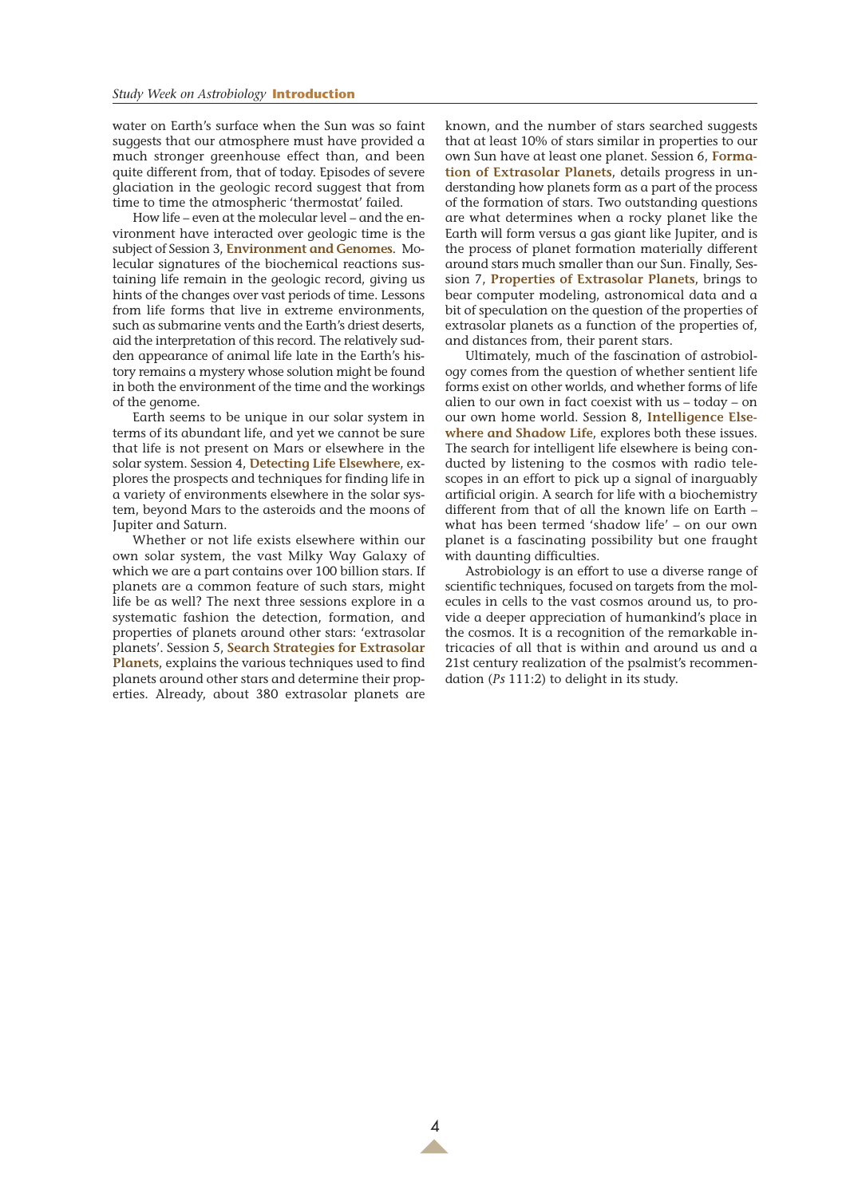water on Earth's surface when the Sun was so faint suggests that our atmosphere must have provided a much stronger greenhouse effect than, and been quite different from, that of today. Episodes of severe glaciation in the geologic record suggest that from time to time the atmospheric 'thermostat' failed.

How life – even at the molecular level – and the environment have interacted over geologic time is the subject of Session 3, **Environment and Genomes**. Molecular signatures of the biochemical reactions sustaining life remain in the geologic record, giving us hints of the changes over vast periods of time. Lessons from life forms that live in extreme environments, such as submarine vents and the Earth's driest deserts, aid the interpretation of this record. The relatively sudden appearance of animal life late in the Earth's history remains a mystery whose solution might be found in both the environment of the time and the workings of the genome.

Earth seems to be unique in our solar system in terms of its abundant life, and yet we cannot be sure that life is not present on Mars or elsewhere in the solar system. Session 4, **Detecting Life Elsewhere**, explores the prospects and techniques for finding life in a variety of environments elsewhere in the solar system, beyond Mars to the asteroids and the moons of Jupiter and Saturn.

Whether or not life exists elsewhere within our own solar system, the vast Milky Way Galaxy of which we are a part contains over 100 billion stars. If planets are a common feature of such stars, might life be as well? The next three sessions explore in a systematic fashion the detection, formation, and properties of planets around other stars: 'extrasolar planets'. Session 5, **Search Strategies for Extrasolar Planets**, explains the various techniques used to find planets around other stars and determine their properties. Already, about 380 extrasolar planets are known, and the number of stars searched suggests that at least 10% of stars similar in properties to our own Sun have at least one planet. Session 6, **Formation of Extrasolar Planets**, details progress in understanding how planets form as a part of the process of the formation of stars. Two outstanding questions are what determines when a rocky planet like the Earth will form versus a gas giant like Jupiter, and is the process of planet formation materially different around stars much smaller than our Sun. Finally, Session 7, **Properties of Extrasolar Planets**, brings to bear computer modeling, astronomical data and a bit of speculation on the question of the properties of extrasolar planets as a function of the properties of, and distances from, their parent stars.

Ultimately, much of the fascination of astrobiology comes from the question of whether sentient life forms exist on other worlds, and whether forms of life alien to our own in fact coexist with us – today – on our own home world. Session 8, **Intelligence Elsewhere and Shadow Life**, explores both these issues. The search for intelligent life elsewhere is being conducted by listening to the cosmos with radio telescopes in an effort to pick up a signal of inarguably artificial origin. A search for life with a biochemistry different from that of all the known life on Earth – what has been termed 'shadow life' – on our own planet is a fascinating possibility but one fraught with daunting difficulties.

Astrobiology is an effort to use a diverse range of scientific techniques, focused on targets from the molecules in cells to the vast cosmos around us, to provide a deeper appreciation of humankind's place in the cosmos. It is a recognition of the remarkable intricacies of all that is within and around us and a 21st century realization of the psalmist's recommendation (*Ps* 111:2) to delight in its study.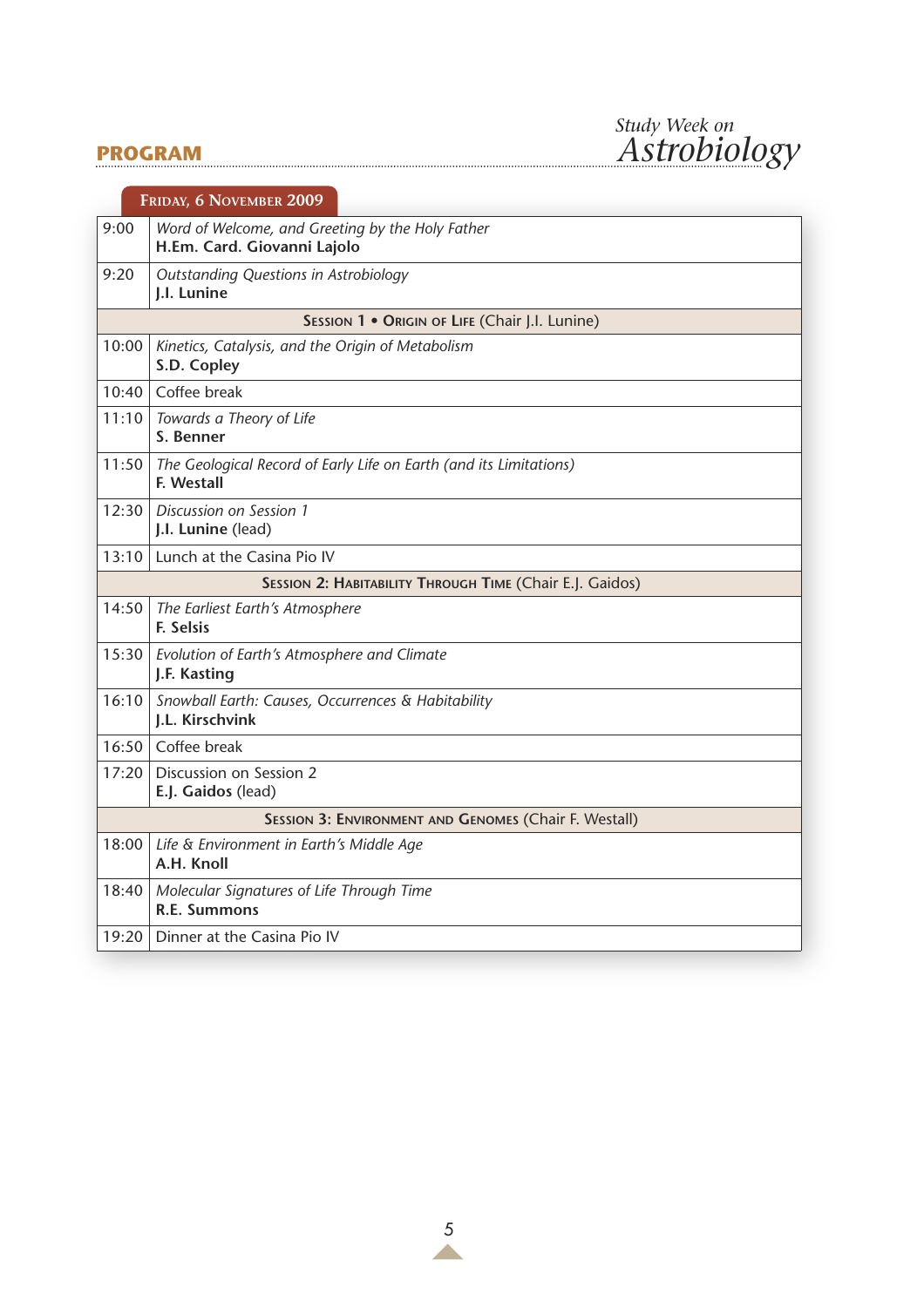## PROGRAM

### Friday, 6 November 2009

| | |
|---|---|
| 9:00 | *Word of Welcome, and Greeting by the Holy Father*<br>**H.Em. Card. Giovanni Lajolo** |
| 9:20 | *Outstanding Questions in Astrobiology*<br>**J.I. Lunine** |
| | **Session 1 • Origin of Life** (Chair J.I. Lunine) |
| 10:00 | *Kinetics, Catalysis, and the Origin of Metabolism*<br>**S.D. Copley** |
| 10:40 | Coffee break |
| 11:10 | *Towards a Theory of Life*<br>**S. Benner** |
| 11:50 | *The Geological Record of Early Life on Earth (and its Limitations)*<br>**F. Westall** |
| 12:30 | *Discussion on Session 1*<br>**J.I. Lunine** (lead) |
| 13:10 | Lunch at the Casina Pio IV |
| | **Session 2: Habitability Through Time** (Chair E.J. Gaidos) |
| 14:50 | *The Earliest Earth's Atmosphere*<br>**F. Selsis** |
| 15:30 | *Evolution of Earth's Atmosphere and Climate*<br>**J.F. Kasting** |
| 16:10 | *Snowball Earth: Causes, Occurrences & Habitability*<br>**J.L. Kirschvink** |
| 16:50 | Coffee break |
| 17:20 | Discussion on Session 2<br>**E.J. Gaidos** (lead) |
| | **Session 3: Environment and Genomes** (Chair F. Westall) |
| 18:00 | *Life & Environment in Earth's Middle Age*<br>**A.H. Knoll** |
| 18:40 | *Molecular Signatures of Life Through Time*<br>**R.E. Summons** |
| 19:20 | Dinner at the Casina Pio IV |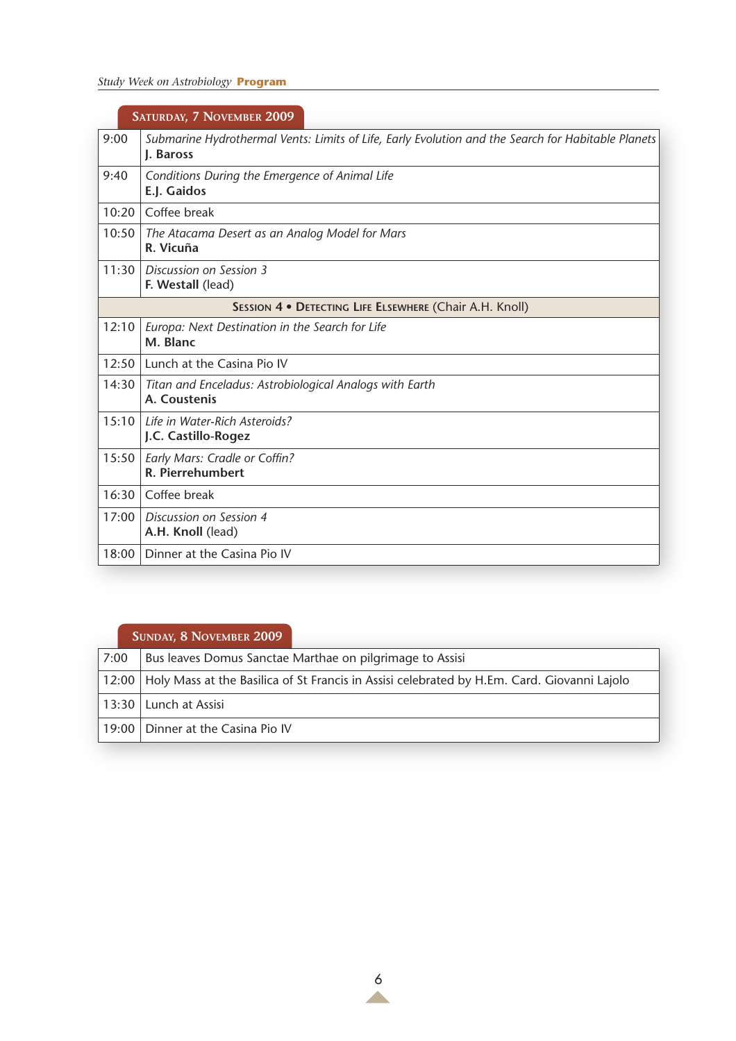## Saturday, 7 November 2009

| | |
|---|---|
| 9:00 | *Submarine Hydrothermal Vents: Limits of Life, Early Evolution and the Search for Habitable Planets* **J. Baross** |
| 9:40 | *Conditions During the Emergence of Animal Life* **E.J. Gaidos** |
| 10:20 | Coffee break |
| 10:50 | *The Atacama Desert as an Analog Model for Mars* **R. Vicuña** |
| 11:30 | *Discussion on Session 3* **F. Westall** (lead) |
| | **Session 4 • Detecting Life Elsewhere** (Chair A.H. Knoll) |
| 12:10 | *Europa: Next Destination in the Search for Life* **M. Blanc** |
| 12:50 | Lunch at the Casina Pio IV |
| 14:30 | *Titan and Enceladus: Astrobiological Analogs with Earth* **A. Coustenis** |
| 15:10 | *Life in Water-Rich Asteroids?* **J.C. Castillo-Rogez** |
| 15:50 | *Early Mars: Cradle or Coffin?* **R. Pierrehumbert** |
| 16:30 | Coffee break |
| 17:00 | *Discussion on Session 4* **A.H. Knoll** (lead) |
| 18:00 | Dinner at the Casina Pio IV |

## Sunday, 8 November 2009

| | |
|---|---|
| 7:00 | Bus leaves Domus Sanctae Marthae on pilgrimage to Assisi |
| 12:00 | Holy Mass at the Basilica of St Francis in Assisi celebrated by H.Em. Card. Giovanni Lajolo |
| 13:30 | Lunch at Assisi |
| 19:00 | Dinner at the Casina Pio IV |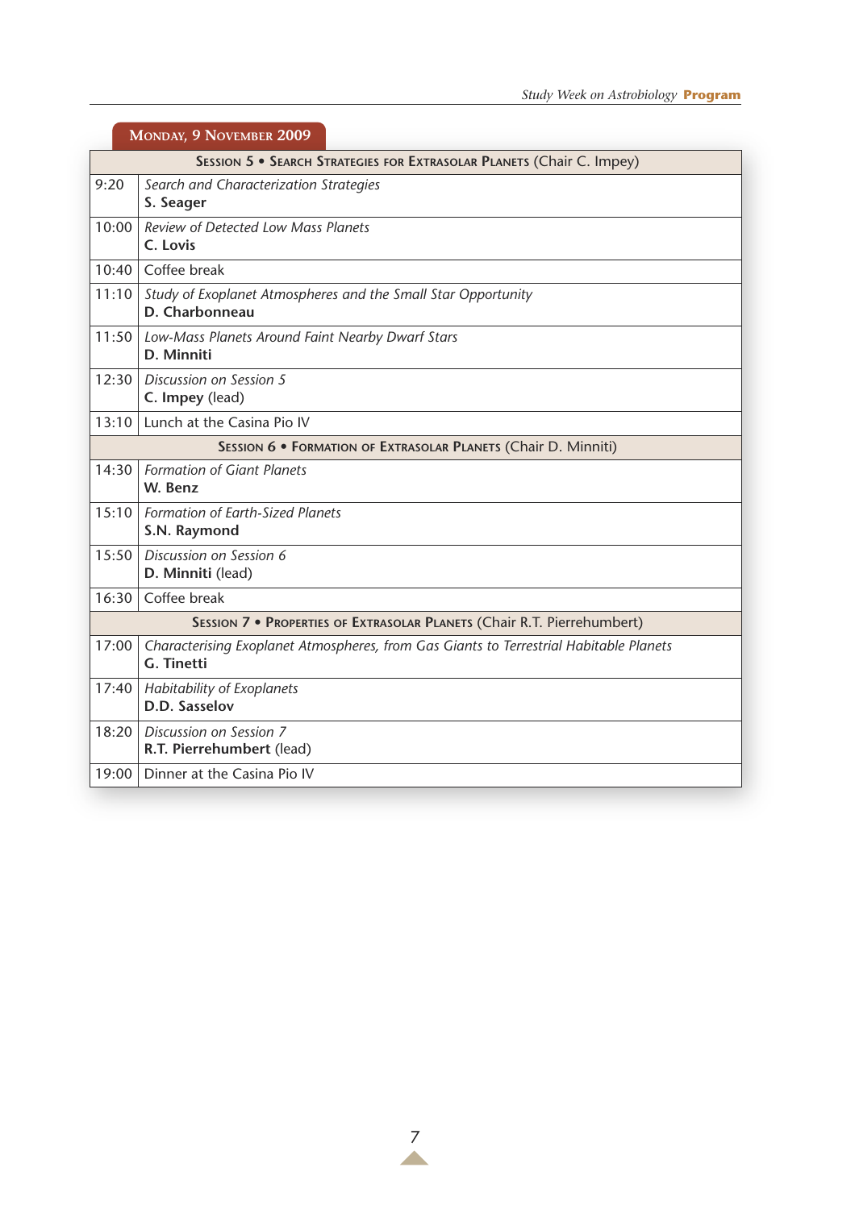## Monday, 9 November 2009

| Time | Session 5 • Search Strategies for Extrasolar Planets (Chair C. Impey) |
|---|---|
| 9:20 | *Search and Characterization Strategies* **S. Seager** |
| 10:00 | *Review of Detected Low Mass Planets* **C. Lovis** |
| 10:40 | Coffee break |
| 11:10 | *Study of Exoplanet Atmospheres and the Small Star Opportunity* **D. Charbonneau** |
| 11:50 | *Low-Mass Planets Around Faint Nearby Dwarf Stars* **D. Minniti** |
| 12:30 | *Discussion on Session 5* **C. Impey** (lead) |
| 13:10 | Lunch at the Casina Pio IV |
| | **Session 6 • Formation of Extrasolar Planets** (Chair D. Minniti) |
| 14:30 | *Formation of Giant Planets* **W. Benz** |
| 15:10 | *Formation of Earth-Sized Planets* **S.N. Raymond** |
| 15:50 | *Discussion on Session 6* **D. Minniti** (lead) |
| 16:30 | Coffee break |
| | **Session 7 • Properties of Extrasolar Planets** (Chair R.T. Pierrehumbert) |
| 17:00 | *Characterising Exoplanet Atmospheres, from Gas Giants to Terrestrial Habitable Planets* **G. Tinetti** |
| 17:40 | *Habitability of Exoplanets* **D.D. Sasselov** |
| 18:20 | *Discussion on Session 7* **R.T. Pierrehumbert** (lead) |
| 19:00 | Dinner at the Casina Pio IV |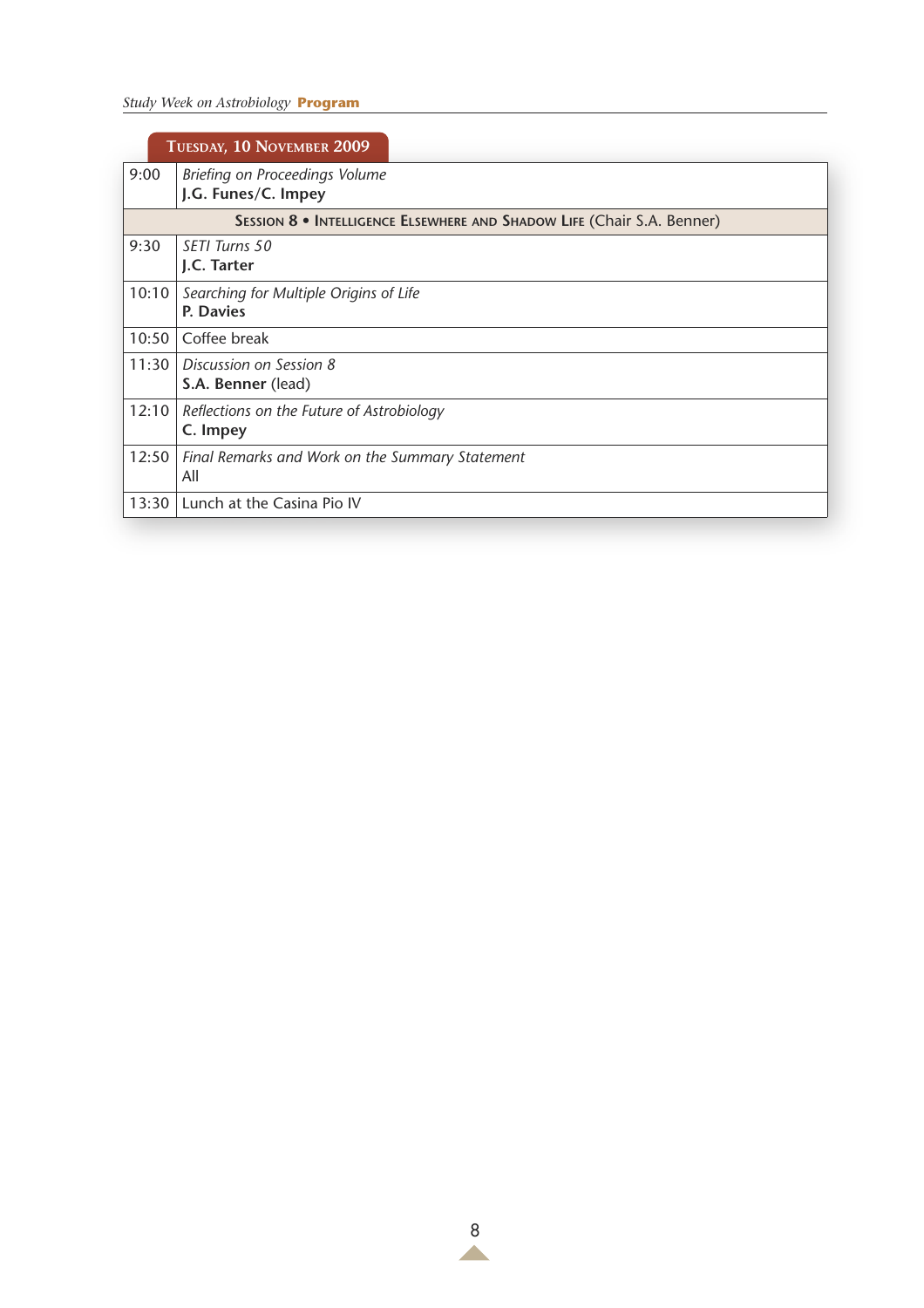## Tuesday, 10 November 2009

| | |
|---|---|
| 9:00 | *Briefing on Proceedings Volume*<br>**J.G. Funes/C. Impey** |
| | **Session 8 • Intelligence Elsewhere and Shadow Life** (Chair S.A. Benner) |
| 9:30 | *SETI Turns 50*<br>**J.C. Tarter** |
| 10:10 | *Searching for Multiple Origins of Life*<br>**P. Davies** |
| 10:50 | Coffee break |
| 11:30 | *Discussion on Session 8*<br>**S.A. Benner** (lead) |
| 12:10 | *Reflections on the Future of Astrobiology*<br>**C. Impey** |
| 12:50 | *Final Remarks and Work on the Summary Statement*<br>All |
| 13:30 | Lunch at the Casina Pio IV |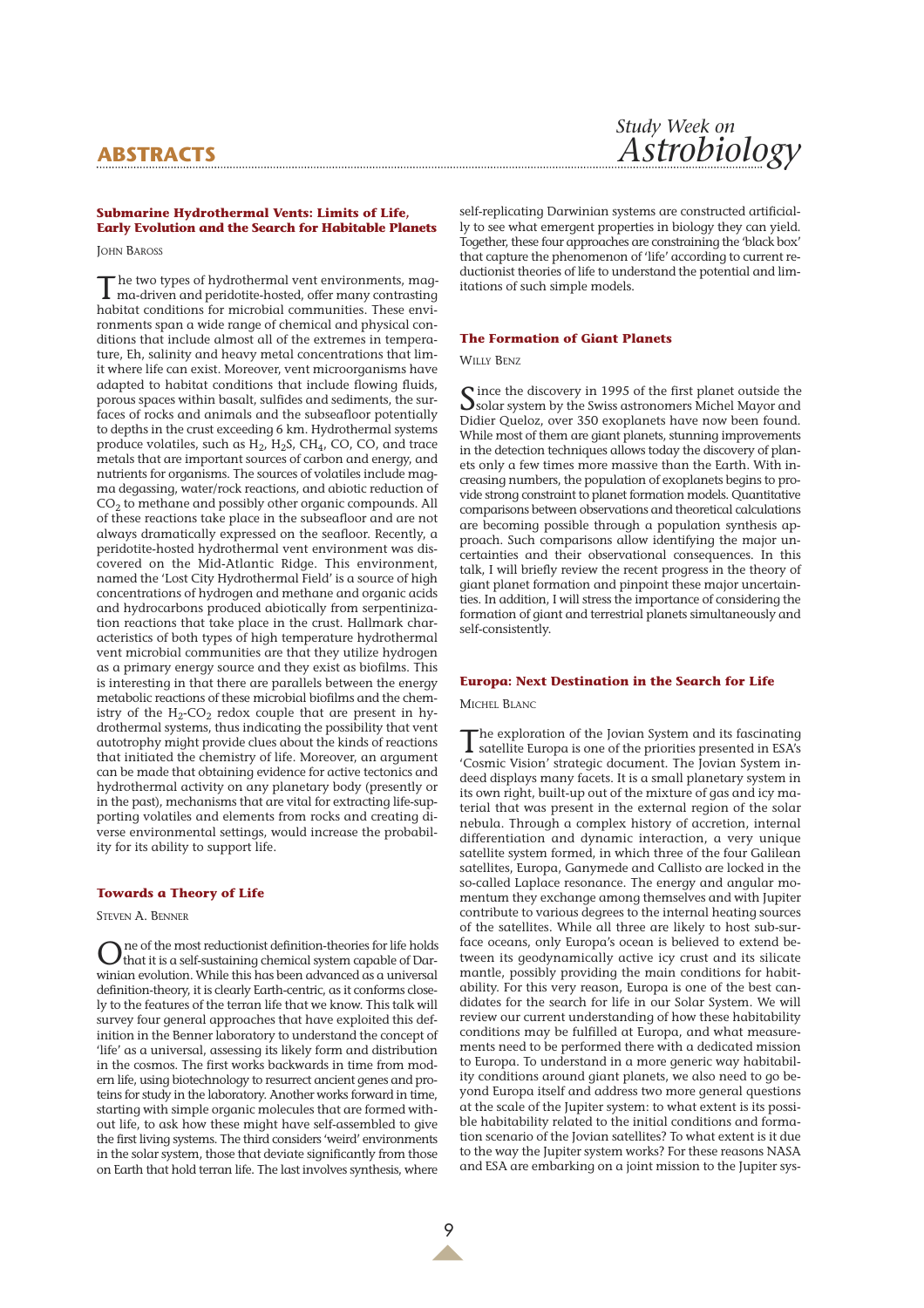## Submarine Hydrothermal Vents: Limits of Life, Early Evolution and the Search for Habitable Planets

John Baross

The two types of hydrothermal vent environments, magma-driven and peridotite-hosted, offer many contrasting habitat conditions for microbial communities. These environments span a wide range of chemical and physical conditions that include almost all of the extremes in temperature, Eh, salinity and heavy metal concentrations that limit where life can exist. Moreover, vent microorganisms have adapted to habitat conditions that include flowing fluids, porous spaces within basalt, sulfides and sediments, the surfaces of rocks and animals and the subseafloor potentially to depths in the crust exceeding 6 km. Hydrothermal systems produce volatiles, such as $H_2$, $H_2S$, $CH_4$, CO, CO, and trace metals that are important sources of carbon and energy, and nutrients for organisms. The sources of volatiles include magma degassing, water/rock reactions, and abiotic reduction of $CO_2$ to methane and possibly other organic compounds. All of these reactions take place in the subseafloor and are not always dramatically expressed on the seafloor. Recently, a peridotite-hosted hydrothermal vent environment was discovered on the Mid-Atlantic Ridge. This environment, named the 'Lost City Hydrothermal Field' is a source of high concentrations of hydrogen and methane and organic acids and hydrocarbons produced abiotically from serpentinization reactions that take place in the crust. Hallmark characteristics of both types of high temperature hydrothermal vent microbial communities are that they utilize hydrogen as a primary energy source and they exist as biofilms. This is interesting in that there are parallels between the energy metabolic reactions of these microbial biofilms and the chemistry of the $H_2$-$CO_2$ redox couple that are present in hydrothermal systems, thus indicating the possibility that vent autotrophy might provide clues about the kinds of reactions that initiated the chemistry of life. Moreover, an argument can be made that obtaining evidence for active tectonics and hydrothermal activity on any planetary body (presently or in the past), mechanisms that are vital for extracting life-supporting volatiles and elements from rocks and creating diverse environmental settings, would increase the probability for its ability to support life.

## Towards a Theory of Life

Steven A. Benner

One of the most reductionist definition-theories for life holds that it is a self-sustaining chemical system capable of Darwinian evolution. While this has been advanced as a universal definition-theory, it is clearly Earth-centric, as it conforms closely to the features of the terran life that we know. This talk will survey four general approaches that have exploited this definition in the Benner laboratory to understand the concept of 'life' as a universal, assessing its likely form and distribution in the cosmos. The first works backwards in time from modern life, using biotechnology to resurrect ancient genes and proteins for study in the laboratory. Another works forward in time, starting with simple organic molecules that are formed without life, to ask how these might have self-assembled to give the first living systems. The third considers 'weird' environments in the solar system, those that deviate significantly from those on Earth that hold terran life. The last involves synthesis, where self-replicating Darwinian systems are constructed artificially to see what emergent properties in biology they can yield. Together, these four approaches are constraining the 'black box' that capture the phenomenon of 'life' according to current reductionist theories of life to understand the potential and limitations of such simple models.

## The Formation of Giant Planets

Willy Benz

Since the discovery in 1995 of the first planet outside the solar system by the Swiss astronomers Michel Mayor and Didier Queloz, over 350 exoplanets have now been found. While most of them are giant planets, stunning improvements in the detection techniques allows today the discovery of planets only a few times more massive than the Earth. With increasing numbers, the population of exoplanets begins to provide strong constraint to planet formation models. Quantitative comparisons between observations and theoretical calculations are becoming possible through a population synthesis approach. Such comparisons allow identifying the major uncertainties and their observational consequences. In this talk, I will briefly review the recent progress in the theory of giant planet formation and pinpoint these major uncertainties. In addition, I will stress the importance of considering the formation of giant and terrestrial planets simultaneously and self-consistently.

## Europa: Next Destination in the Search for Life

Michel Blanc

The exploration of the Jovian System and its fascinating satellite Europa is one of the priorities presented in ESA's 'Cosmic Vision' strategic document. The Jovian System indeed displays many facets. It is a small planetary system in its own right, built-up out of the mixture of gas and icy material that was present in the external region of the solar nebula. Through a complex history of accretion, internal differentiation and dynamic interaction, a very unique satellite system formed, in which three of the four Galilean satellites, Europa, Ganymede and Callisto are locked in the so-called Laplace resonance. The energy and angular momentum they exchange among themselves and with Jupiter contribute to various degrees to the internal heating sources of the satellites. While all three are likely to host sub-surface oceans, only Europa's ocean is believed to extend between its geodynamically active icy crust and its silicate mantle, possibly providing the main conditions for habitability. For this very reason, Europa is one of the best candidates for the search for life in our Solar System. We will review our current understanding of how these habitability conditions may be fulfilled at Europa, and what measurements need to be performed there with a dedicated mission to Europa. To understand in a more generic way habitability conditions around giant planets, we also need to go beyond Europa itself and address two more general questions at the scale of the Jupiter system: to what extent is its possible habitability related to the initial conditions and formation scenario of the Jovian satellites? To what extent is it due to the way the Jupiter system works? For these reasons NASA and ESA are embarking on a joint mission to the Jupiter sys-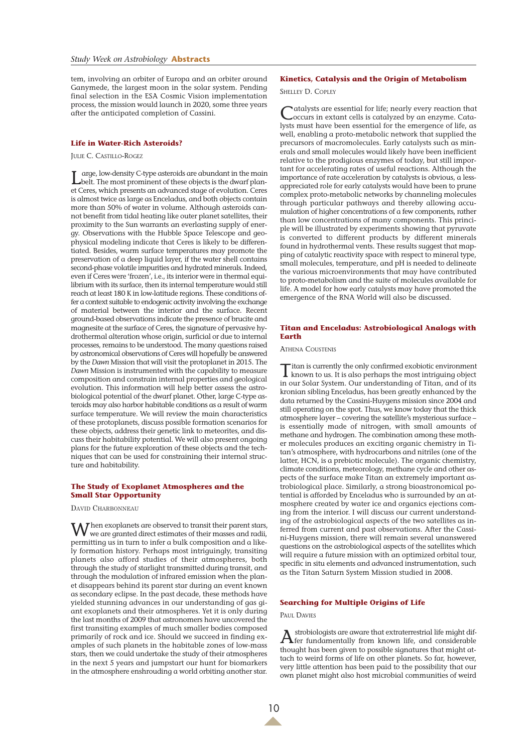tem, involving an orbiter of Europa and an orbiter around Ganymede, the largest moon in the solar system. Pending final selection in the ESA Cosmic Vision implementation process, the mission would launch in 2020, some three years after the anticipated completion of Cassini.

### Life in Water-Rich Asteroids?

Julie C. Castillo-Rogez

Large, low-density C-type asteroids are abundant in the main belt. The most prominent of these objects is the dwarf planet Ceres, which presents an advanced stage of evolution. Ceres is almost twice as large as Enceladus, and both objects contain more than 50% of water in volume. Although asteroids cannot benefit from tidal heating like outer planet satellites, their proximity to the Sun warrants an everlasting supply of energy. Observations with the Hubble Space Telescope and geophysical modeling indicate that Ceres is likely to be differentiated. Besides, warm surface temperatures may promote the preservation of a deep liquid layer, if the water shell contains second-phase volatile impurities and hydrated minerals. Indeed, even if Ceres were 'frozen', i.e., its interior were in thermal equilibrium with its surface, then its internal temperature would still reach at least 180 K in low-latitude regions. These conditions offer a context suitable to endogenic activity involving the exchange of material between the interior and the surface. Recent ground-based observations indicate the presence of brucite and magnesite at the surface of Ceres, the signature of pervasive hydrothermal alteration whose origin, surficial or due to internal processes, remains to be understood. The many questions raised by astronomical observations of Ceres will hopefully be answered by the *Dawn* Mission that will visit the protoplanet in 2015. The *Dawn* Mission is instrumented with the capability to measure composition and constrain internal properties and geological evolution. This information will help better assess the astrobiological potential of the dwarf planet. Other, large C-type asteroids may also harbor habitable conditions as a result of warm surface temperature. We will review the main characteristics of these protoplanets, discuss possible formation scenarios for these objects, address their genetic link to meteorites, and discuss their habitability potential. We will also present ongoing plans for the future exploration of these objects and the techniques that can be used for constraining their internal structure and habitability.

### The Study of Exoplanet Atmospheres and the Small Star Opportunity

David Charbonneau

When exoplanets are observed to transit their parent stars, we are granted direct estimates of their masses and radii, permitting us in turn to infer a bulk composition and a likely formation history. Perhaps most intriguingly, transiting planets also afford studies of their atmospheres, both through the study of starlight transmitted during transit, and through the modulation of infrared emission when the planet disappears behind its parent star during an event known as secondary eclipse. In the past decade, these methods have yielded stunning advances in our understanding of gas giant exoplanets and their atmospheres. Yet it is only during the last months of 2009 that astronomers have uncovered the first transiting examples of much smaller bodies composed primarily of rock and ice. Should we succeed in finding examples of such planets in the habitable zones of low-mass stars, then we could undertake the study of their atmospheres in the next 5 years and jumpstart our hunt for biomarkers in the atmosphere enshrouding a world orbiting another star.

### Kinetics, Catalysis and the Origin of Metabolism

Shelley D. Copley

Catalysts are essential for life; nearly every reaction that occurs in extant cells is catalyzed by an enzyme. Catalysts must have been essential for the emergence of life, as well, enabling a proto-metabolic network that supplied the precursors of macromolecules. Early catalysts such as minerals and small molecules would likely have been inefficient relative to the prodigious enzymes of today, but still important for accelerating rates of useful reactions. Although the importance of rate acceleration by catalysts is obvious, a less-appreciated role for early catalysts would have been to prune complex proto-metabolic networks by channeling molecules through particular pathways and thereby allowing accumulation of higher concentrations of a few components, rather than low concentrations of many components. This principle will be illustrated by experiments showing that pyruvate is converted to different products by different minerals found in hydrothermal vents. These results suggest that mapping of catalytic reactivity space with respect to mineral type, small molecules, temperature, and pH is needed to delineate the various microenvironments that may have contributed to proto-metabolism and the suite of molecules available for life. A model for how early catalysts may have promoted the emergence of the RNA World will also be discussed.

### Titan and Enceladus: Astrobiological Analogs with Earth

Athena Coustenis

Titan is currently the only confirmed exobiotic environment known to us. It is also perhaps the most intriguing object in our Solar System. Our understanding of Titan, and of its kronian sibling Enceladus, has been greatly enhanced by the data returned by the Cassini-Huygens mission since 2004 and still operating on the spot. Thus, we know today that the thick atmosphere layer – covering the satellite's mysterious surface – is essentially made of nitrogen, with small amounts of methane and hydrogen. The combination among these mother molecules produces an exciting organic chemistry in Titan's atmosphere, with hydrocarbons and nitriles (one of the latter, HCN, is a prebiotic molecule). The organic chemistry, climate conditions, meteorology, methane cycle and other aspects of the surface make Titan an extremely important astrobiological place. Similarly, a strong bioastronomical potential is afforded by Enceladus who is surrounded by an atmosphere created by water ice and organics ejections coming from the interior. I will discuss our current understanding of the astrobiological aspects of the two satellites as inferred from current and past observations. After the Cassini-Huygens mission, there will remain several unanswered questions on the astrobiological aspects of the satellites which will require a future mission with an optimized orbital tour, specific in situ elements and advanced instrumentation, such as the Titan Saturn System Mission studied in 2008.

### Searching for Multiple Origins of Life

Paul Davies

Astrobiologists are aware that extraterrestrial life might differ fundamentally from known life, and considerable thought has been given to possible signatures that might attach to weird forms of life on other planets. So far, however, very little attention has been paid to the possibility that our own planet might also host microbial communities of weird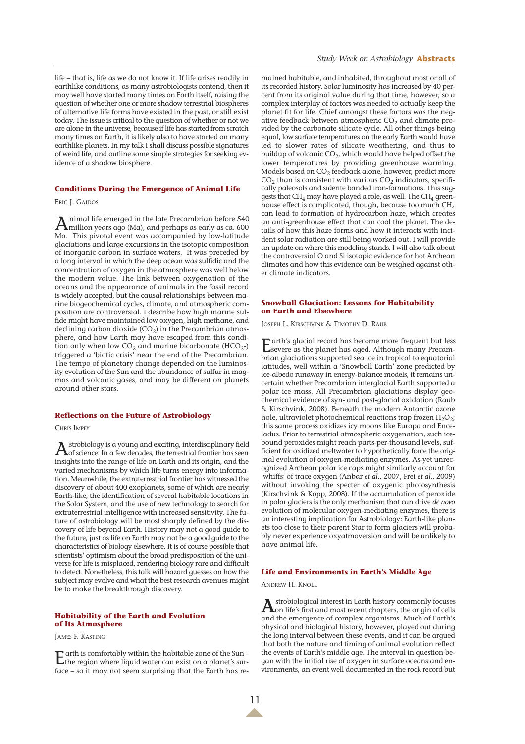life – that is, life as we do not know it. If life arises readily in earthlike conditions, as many astrobiologists contend, then it may well have started many times on Earth itself, raising the question of whether one or more shadow terrestrial biospheres of alternative life forms have existed in the past, or still exist today. The issue is critical to the question of whether or not we are alone in the universe, because if life has started from scratch many times on Earth, it is likely also to have started on many earthlike planets. In my talk I shall discuss possible signatures of weird life, and outline some simple strategies for seeking evidence of a shadow biosphere.

### Conditions During the Emergence of Animal Life

Eric J. Gaidos

Animal life emerged in the late Precambrian before 540 million years ago (Ma), and perhaps as early as ca. 600 Ma. This pivotal event was accompanied by low-latitude glaciations and large excursions in the isotopic composition of inorganic carbon in surface waters. It was preceded by a long interval in which the deep ocean was sulfidic and the concentration of oxygen in the atmosphere was well below the modern value. The link between oxygenation of the oceans and the appearance of animals in the fossil record is widely accepted, but the causal relationships between marine biogeochemical cycles, climate, and atmospheric composition are controversial. I describe how high marine sulfide might have maintained low oxygen, high methane, and declining carbon dioxide ($CO_2$) in the Precambrian atmosphere, and how Earth may have escaped from this condition only when low $CO_2$ and marine bicarbonate ($HCO_3$-) triggered a 'biotic crisis' near the end of the Precambrian. The tempo of planetary change depended on the luminosity evolution of the Sun and the abundance of sulfur in magmas and volcanic gases, and may be different on planets around other stars.

### Reflections on the Future of Astrobiology

Chris Impey

Astrobiology is a young and exciting, interdisciplinary field of science. In a few decades, the terrestrial frontier has seen insights into the range of life and its origin, and the varied mechanisms by which life turns energy into information. Meanwhile, the extraterrestrial frontier has witnessed the discovery of about 400 exoplanets, some of which are nearly Earth-like, the identification of several habitable locations in the Solar System, and the use of new technology to search for extraterrestrial intelligence with increased sensitivity. The future of astrobiology will be most sharply defined by the discovery of life beyond Earth. History may not a good guide to the future, just as life on Earth may not be a good guide to the characteristics of biology elsewhere. It is of course possible that scientists' optimism about the broad predisposition of the universe for life is misplaced, rendering biology rare and difficult to detect. Nonetheless, this talk will hazard guesses on how the subject may evolve and what the best research avenues might be to make the breakthrough discovery.

### Habitability of the Earth and Evolution of Its Atmosphere

James F. Kasting

Earth is comfortably within the habitable zone of the Sun – the region where liquid water can exist on a planet's surface – so it may not seem surprising that the Earth has remained habitable, and inhabited, throughout most or all of its recorded history. Solar luminosity has increased by 40 percent from its original value during that time, however, so a complex interplay of factors was needed to actually keep the planet fit for life. Chief amongst these factors was the negative feedback between atmospheric $CO_2$ and climate provided by the carbonate-silicate cycle. All other things being equal, low surface temperatures on the early Earth would have led to slower rates of silicate weathering, and thus to buildup of volcanic $CO_2$, which would have helped offset the lower temperatures by providing greenhouse warming. Models based on $CO_2$ feedback alone, however, predict more $CO_2$ than is consistent with various $CO_2$ indicators, specifically paleosols and siderite banded iron-formations. This suggests that $CH_4$ may have played a role, as well. The $CH_4$ greenhouse effect is complicated, though, because too much $CH_4$ can lead to formation of hydrocarbon haze, which creates an anti-greenhouse effect that can cool the planet. The details of how this haze forms and how it interacts with incident solar radiation are still being worked out. I will provide an update on where this modeling stands. I will also talk about the controversial O and Si isotopic evidence for hot Archean climates and how this evidence can be weighed against other climate indicators.

### Snowball Glaciation: Lessons for Habitability on Earth and Elsewhere

Joseph L. Kirschvink & Timothy D. Raub

Earth's glacial record has become more frequent but less severe as the planet has aged. Although many Precambrian glaciations supported sea ice in tropical to equatorial latitudes, well within a 'Snowball Earth' zone predicted by ice-albedo runaway in energy-balance models, it remains uncertain whether Precambrian interglacial Earth supported a polar ice mass. All Precambrian glaciations display geochemical evidence of syn- and post-glacial oxidation (Raub & Kirschvink, 2008). Beneath the modern Antarctic ozone hole, ultraviolet photochemical reactions trap frozen $H_2O_2$; this same process oxidizes icy moons like Europa and Enceladus. Prior to terrestrial atmospheric oxygenation, such ice-bound peroxides might reach parts-per-thousand levels, sufficient for oxidized meltwater to hypothetically force the original evolution of oxygen-mediating enzymes. As-yet unrecognized Archean polar ice caps might similarly account for 'whiffs' of trace oxygen (Anbar *et al.*, 2007, Frei *et al.*, 2009) without invoking the specter of oxygenic photosynthesis (Kirschvink & Kopp, 2008). If the accumulation of peroxide in polar glaciers is the only mechanism that can drive *de novo* evolution of molecular oxygen-mediating enzymes, there is an interesting implication for Astrobiology: Earth-like planets too close to their parent Star to form glaciers will probably never experience oxyatmoversion and will be unlikely to have animal life.

### Life and Environments in Earth's Middle Age

Andrew H. Knoll

Astrobiological interest in Earth history commonly focuses on life's first and most recent chapters, the origin of cells and the emergence of complex organisms. Much of Earth's physical and biological history, however, played out during the long interval between these events, and it can be argued that both the nature and timing of animal evolution reflect the events of Earth's middle age. The interval in question began with the initial rise of oxygen in surface oceans and environments, an event well documented in the rock record but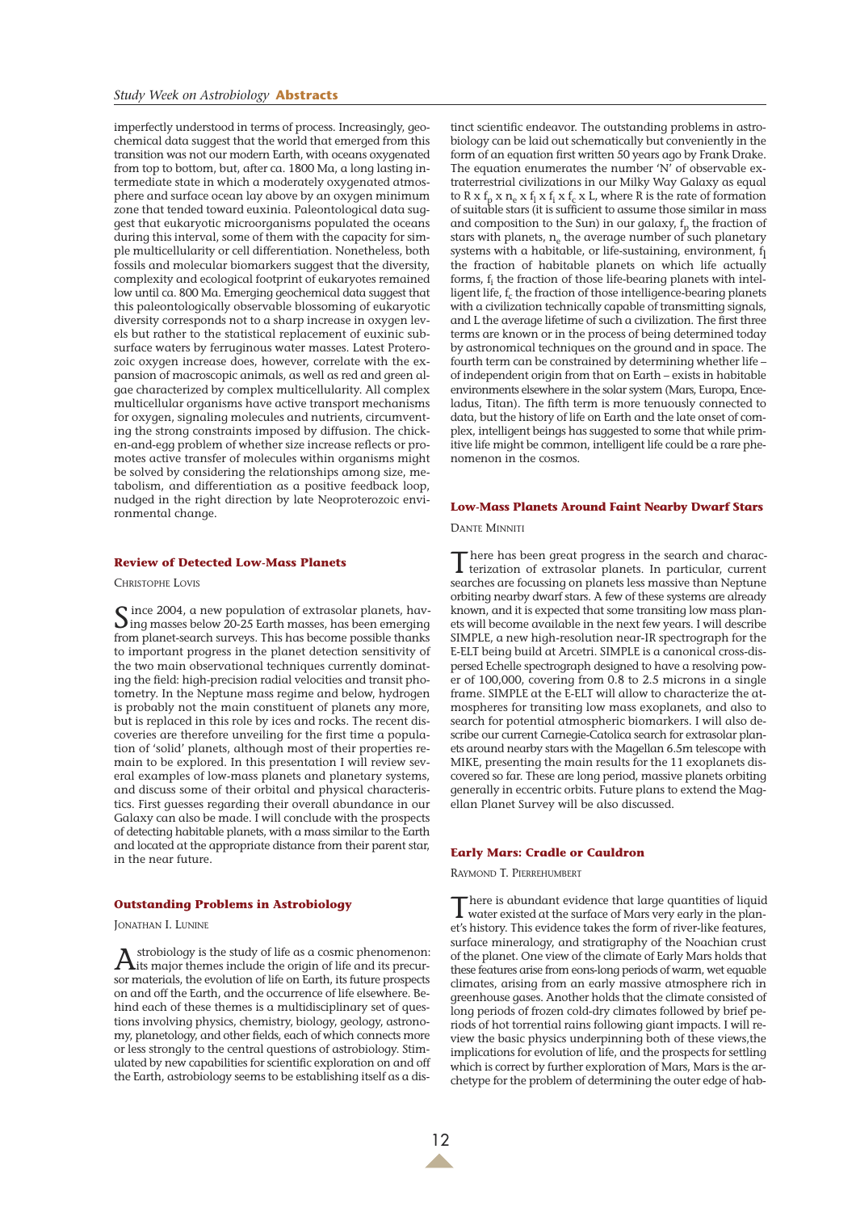imperfectly understood in terms of process. Increasingly, geochemical data suggest that the world that emerged from this transition was not our modern Earth, with oceans oxygenated from top to bottom, but, after ca. 1800 Ma, a long lasting intermediate state in which a moderately oxygenated atmosphere and surface ocean lay above by an oxygen minimum zone that tended toward euxinia. Paleontological data suggest that eukaryotic microorganisms populated the oceans during this interval, some of them with the capacity for simple multicellularity or cell differentiation. Nonetheless, both fossils and molecular biomarkers suggest that the diversity, complexity and ecological footprint of eukaryotes remained low until ca. 800 Ma. Emerging geochemical data suggest that this paleontologically observable blossoming of eukaryotic diversity corresponds not to a sharp increase in oxygen levels but rather to the statistical replacement of euxinic subsurface waters by ferruginous water masses. Latest Proterozoic oxygen increase does, however, correlate with the expansion of macroscopic animals, as well as red and green algae characterized by complex multicellularity. All complex multicellular organisms have active transport mechanisms for oxygen, signaling molecules and nutrients, circumventing the strong constraints imposed by diffusion. The chicken-and-egg problem of whether size increase reflects or promotes active transfer of molecules within organisms might be solved by considering the relationships among size, metabolism, and differentiation as a positive feedback loop, nudged in the right direction by late Neoproterozoic environmental change.

## Review of Detected Low-Mass Planets

Christophe Lovis

Since 2004, a new population of extrasolar planets, having masses below 20-25 Earth masses, has been emerging from planet-search surveys. This has become possible thanks to important progress in the planet detection sensitivity of the two main observational techniques currently dominating the field: high-precision radial velocities and transit photometry. In the Neptune mass regime and below, hydrogen is probably not the main constituent of planets any more, but is replaced in this role by ices and rocks. The recent discoveries are therefore unveiling for the first time a population of 'solid' planets, although most of their properties remain to be explored. In this presentation I will review several examples of low-mass planets and planetary systems, and discuss some of their orbital and physical characteristics. First guesses regarding their overall abundance in our Galaxy can also be made. I will conclude with the prospects of detecting habitable planets, with a mass similar to the Earth and located at the appropriate distance from their parent star, in the near future.

## Outstanding Problems in Astrobiology

Jonathan I. Lunine

Astrobiology is the study of life as a cosmic phenomenon: its major themes include the origin of life and its precursor materials, the evolution of life on Earth, its future prospects on and off the Earth, and the occurrence of life elsewhere. Behind each of these themes is a multidisciplinary set of questions involving physics, chemistry, biology, geology, astronomy, planetology, and other fields, each of which connects more or less strongly to the central questions of astrobiology. Stimulated by new capabilities for scientific exploration on and off the Earth, astrobiology seems to be establishing itself as a distinct scientific endeavor. The outstanding problems in astrobiology can be laid out schematically but conveniently in the form of an equation first written 50 years ago by Frank Drake. The equation enumerates the number 'N' of observable extraterrestrial civilizations in our Milky Way Galaxy as equal to $R \times f_p \times n_e \times f_l \times f_i \times f_c \times L$, where R is the rate of formation of suitable stars (it is sufficient to assume those similar in mass and composition to the Sun) in our galaxy, $f_p$ the fraction of stars with planets, $n_e$ the average number of such planetary systems with a habitable, or life-sustaining, environment, $f_l$ the fraction of habitable planets on which life actually forms, $f_i$ the fraction of those life-bearing planets with intelligent life, $f_c$ the fraction of those intelligence-bearing planets with a civilization technically capable of transmitting signals, and L the average lifetime of such a civilization. The first three terms are known or in the process of being determined today by astronomical techniques on the ground and in space. The fourth term can be constrained by determining whether life – of independent origin from that on Earth – exists in habitable environments elsewhere in the solar system (Mars, Europa, Enceladus, Titan). The fifth term is more tenuously connected to data, but the history of life on Earth and the late onset of complex, intelligent beings has suggested to some that while primitive life might be common, intelligent life could be a rare phenomenon in the cosmos.

## Low-Mass Planets Around Faint Nearby Dwarf Stars

Dante Minniti

There has been great progress in the search and characterization of extrasolar planets. In particular, current searches are focussing on planets less massive than Neptune orbiting nearby dwarf stars. A few of these systems are already known, and it is expected that some transiting low mass planets will become available in the next few years. I will describe SIMPLE, a new high-resolution near-IR spectrograph for the E-ELT being build at Arcetri. SIMPLE is a canonical cross-dispersed Echelle spectrograph designed to have a resolving power of 100,000, covering from 0.8 to 2.5 microns in a single frame. SIMPLE at the E-ELT will allow to characterize the atmospheres for transiting low mass exoplanets, and also to search for potential atmospheric biomarkers. I will also describe our current Carnegie-Catolica search for extrasolar planets around nearby stars with the Magellan 6.5m telescope with MIKE, presenting the main results for the 11 exoplanets discovered so far. These are long period, massive planets orbiting generally in eccentric orbits. Future plans to extend the Magellan Planet Survey will be also discussed.

## Early Mars: Cradle or Cauldron

Raymond T. Pierrehumbert

There is abundant evidence that large quantities of liquid water existed at the surface of Mars very early in the planet's history. This evidence takes the form of river-like features, surface mineralogy, and stratigraphy of the Noachian crust of the planet. One view of the climate of Early Mars holds that these features arise from eons-long periods of warm, wet equable climates, arising from an early massive atmosphere rich in greenhouse gases. Another holds that the climate consisted of long periods of frozen cold-dry climates followed by brief periods of hot torrential rains following giant impacts. I will review the basic physics underpinning both of these views,the implications for evolution of life, and the prospects for settling which is correct by further exploration of Mars, Mars is the archetype for the problem of determining the outer edge of hab-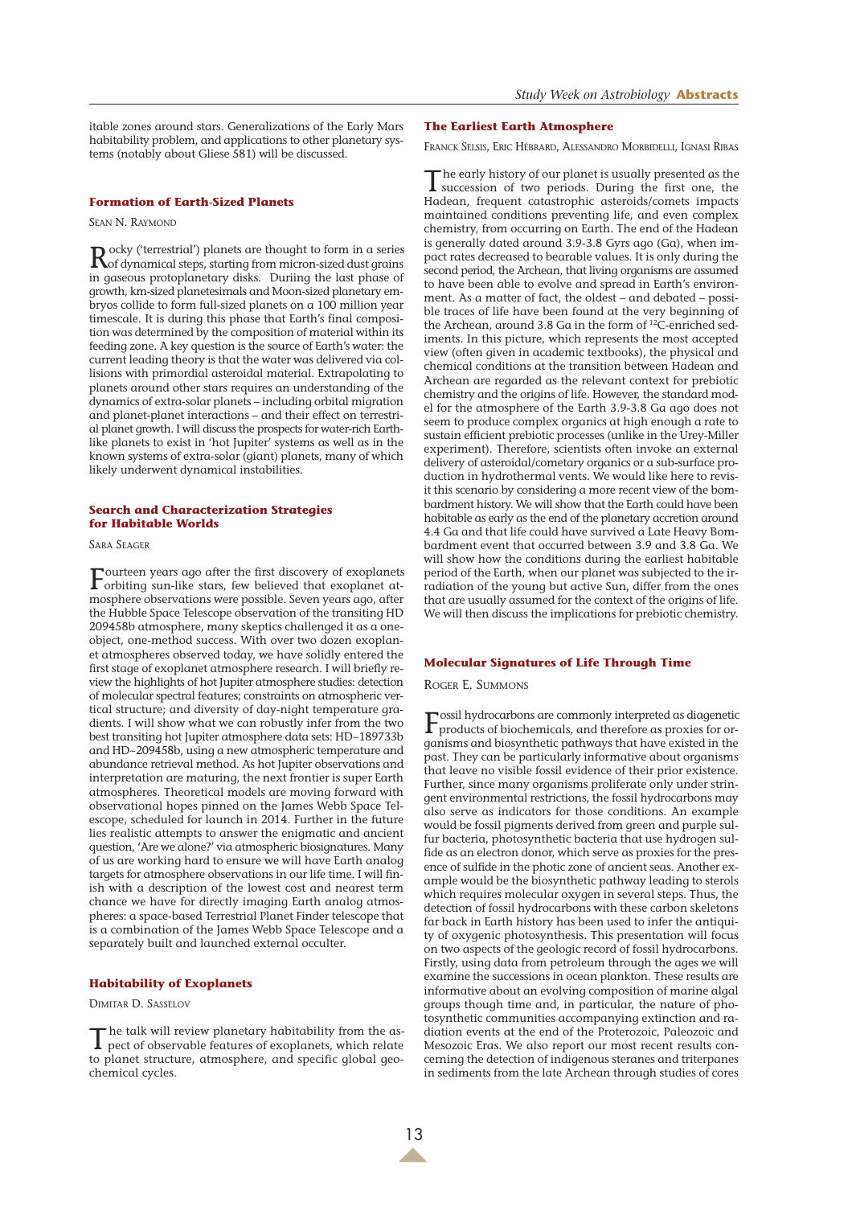itable zones around stars. Generalizations of the Early Mars habitability problem, and applications to other planetary systems (notably about Gliese 581) will be discussed.

## Formation of Earth-Sized Planets

Sean N. Raymond

Rocky ('terrestrial') planets are thought to form in a series of dynamical steps, starting from micron-sized dust grains in gaseous protoplanetary disks. Duriing the last phase of growth, km-sized planetesimals and Moon-sized planetary embryos collide to form full-sized planets on a 100 million year timescale. It is during this phase that Earth's final composition was determined by the composition of material within its feeding zone. A key question is the source of Earth's water: the current leading theory is that the water was delivered via collisions with primordial asteroidal material. Extrapolating to planets around other stars requires an understanding of the dynamics of extra-solar planets – including orbital migration and planet-planet interactions – and their effect on terrestrial planet growth. I will discuss the prospects for water-rich Earth-like planets to exist in 'hot Jupiter' systems as well as in the known systems of extra-solar (giant) planets, many of which likely underwent dynamical instabilities.

## Search and Characterization Strategies for Habitable Worlds

Sara Seager

Fourteen years ago after the first discovery of exoplanets orbiting sun-like stars, few believed that exoplanet atmosphere observations were possible. Seven years ago, after the Hubble Space Telescope observation of the transiting HD 209458b atmosphere, many skeptics challenged it as a one-object, one-method success. With over two dozen exoplanet atmospheres observed today, we have solidly entered the first stage of exoplanet atmosphere research. I will briefly review the highlights of hot Jupiter atmosphere studies: detection of molecular spectral features; constraints on atmospheric vertical structure; and diversity of day-night temperature gradients. I will show what we can robustly infer from the two best transiting hot Jupiter atmosphere data sets: HD~189733b and HD~209458b, using a new atmospheric temperature and abundance retrieval method. As hot Jupiter observations and interpretation are maturing, the next frontier is super Earth atmospheres. Theoretical models are moving forward with observational hopes pinned on the James Webb Space Telescope, scheduled for launch in 2014. Further in the future lies realistic attempts to answer the enigmatic and ancient question, 'Are we alone?' via atmospheric biosignatures. Many of us are working hard to ensure we will have Earth analog targets for atmosphere observations in our life time. I will finish with a description of the lowest cost and nearest term chance we have for directly imaging Earth analog atmospheres: a space-based Terrestrial Planet Finder telescope that is a combination of the James Webb Space Telescope and a separately built and launched external occulter.

## Habitability of Exoplanets

Dimitar D. Sasselov

The talk will review planetary habitability from the aspect of observable features of exoplanets, which relate to planet structure, atmosphere, and specific global geochemical cycles.

## The Earliest Earth Atmosphere

Franck Selsis, Eric Hébrard, Alessandro Morbidelli, Ignasi Ribas

The early history of our planet is usually presented as the succession of two periods. During the first one, the Hadean, frequent catastrophic asteroids/comets impacts maintained conditions preventing life, and even complex chemistry, from occurring on Earth. The end of the Hadean is generally dated around 3.9-3.8 Gyrs ago (Ga), when impact rates decreased to bearable values. It is only during the second period, the Archean, that living organisms are assumed to have been able to evolve and spread in Earth's environment. As a matter of fact, the oldest – and debated – possible traces of life have been found at the very beginning of the Archean, around 3.8 Ga in the form of $^{12}C$-enriched sediments. In this picture, which represents the most accepted view (often given in academic textbooks), the physical and chemical conditions at the transition between Hadean and Archean are regarded as the relevant context for prebiotic chemistry and the origins of life. However, the standard model for the atmosphere of the Earth 3.9-3.8 Ga ago does not seem to produce complex organics at high enough a rate to sustain efficient prebiotic processes (unlike in the Urey-Miller experiment). Therefore, scientists often invoke an external delivery of asteroidal/cometary organics or a sub-surface production in hydrothermal vents. We would like here to revisit this scenario by considering a more recent view of the bombardment history. We will show that the Earth could have been habitable as early as the end of the planetary accretion around 4.4 Ga and that life could have survived a Late Heavy Bombardment event that occurred between 3.9 and 3.8 Ga. We will show how the conditions during the earliest habitable period of the Earth, when our planet was subjected to the irradiation of the young but active Sun, differ from the ones that are usually assumed for the context of the origins of life. We will then discuss the implications for prebiotic chemistry.

## Molecular Signatures of Life Through Time

Roger E. Summons

Fossil hydrocarbons are commonly interpreted as diagenetic products of biochemicals, and therefore as proxies for organisms and biosynthetic pathways that have existed in the past. They can be particularly informative about organisms that leave no visible fossil evidence of their prior existence. Further, since many organisms proliferate only under stringent environmental restrictions, the fossil hydrocarbons may also serve as indicators for those conditions. An example would be fossil pigments derived from green and purple sulfur bacteria, photosynthetic bacteria that use hydrogen sulfide as an electron donor, which serve as proxies for the presence of sulfide in the photic zone of ancient seas. Another example would be the biosynthetic pathway leading to sterols which requires molecular oxygen in several steps. Thus, the detection of fossil hydrocarbons with these carbon skeletons far back in Earth history has been used to infer the antiquity of oxygenic photosynthesis. This presentation will focus on two aspects of the geologic record of fossil hydrocarbons. Firstly, using data from petroleum through the ages we will examine the successions in ocean plankton. These results are informative about an evolving composition of marine algal groups though time and, in particular, the nature of photosynthetic communities accompanying extinction and radiation events at the end of the Proterozoic, Paleozoic and Mesozoic Eras. We also report our most recent results concerning the detection of indigenous steranes and triterpanes in sediments from the late Archean through studies of cores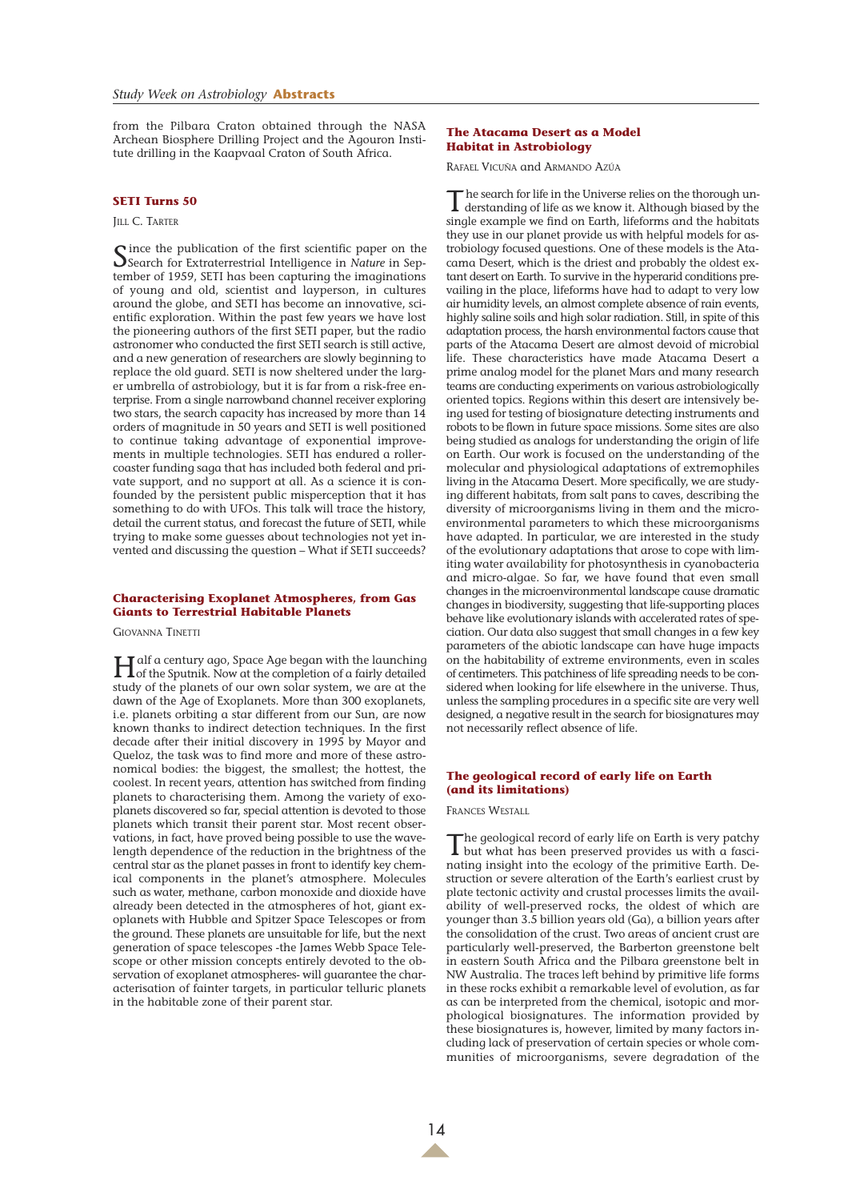from the Pilbara Craton obtained through the NASA Archean Biosphere Drilling Project and the Agouron Institute drilling in the Kaapvaal Craton of South Africa.

## SETI Turns 50

Jill C. Tarter

Since the publication of the first scientific paper on the Search for Extraterrestrial Intelligence in *Nature* in September of 1959, SETI has been capturing the imaginations of young and old, scientist and layperson, in cultures around the globe, and SETI has become an innovative, scientific exploration. Within the past few years we have lost the pioneering authors of the first SETI paper, but the radio astronomer who conducted the first SETI search is still active, and a new generation of researchers are slowly beginning to replace the old guard. SETI is now sheltered under the larger umbrella of astrobiology, but it is far from a risk-free enterprise. From a single narrowband channel receiver exploring two stars, the search capacity has increased by more than 14 orders of magnitude in 50 years and SETI is well positioned to continue taking advantage of exponential improvements in multiple technologies. SETI has endured a rollercoaster funding saga that has included both federal and private support, and no support at all. As a science it is confounded by the persistent public misperception that it has something to do with UFOs. This talk will trace the history, detail the current status, and forecast the future of SETI, while trying to make some guesses about technologies not yet invented and discussing the question – What if SETI succeeds?

## Characterising Exoplanet Atmospheres, from Gas Giants to Terrestrial Habitable Planets

Giovanna Tinetti

Half a century ago, Space Age began with the launching of the Sputnik. Now at the completion of a fairly detailed study of the planets of our own solar system, we are at the dawn of the Age of Exoplanets. More than 300 exoplanets, i.e. planets orbiting a star different from our Sun, are now known thanks to indirect detection techniques. In the first decade after their initial discovery in 1995 by Mayor and Queloz, the task was to find more and more of these astronomical bodies: the biggest, the smallest; the hottest, the coolest. In recent years, attention has switched from finding planets to characterising them. Among the variety of exoplanets discovered so far, special attention is devoted to those planets which transit their parent star. Most recent observations, in fact, have proved being possible to use the wavelength dependence of the reduction in the brightness of the central star as the planet passes in front to identify key chemical components in the planet's atmosphere. Molecules such as water, methane, carbon monoxide and dioxide have already been detected in the atmospheres of hot, giant exoplanets with Hubble and Spitzer Space Telescopes or from the ground. These planets are unsuitable for life, but the next generation of space telescopes -the James Webb Space Telescope or other mission concepts entirely devoted to the observation of exoplanet atmospheres- will guarantee the characterisation of fainter targets, in particular telluric planets in the habitable zone of their parent star.

## The Atacama Desert as a Model Habitat in Astrobiology

Rafael Vicuña and Armando Azúa

The search for life in the Universe relies on the thorough understanding of life as we know it. Although biased by the single example we find on Earth, lifeforms and the habitats they use in our planet provide us with helpful models for astrobiology focused questions. One of these models is the Atacama Desert, which is the driest and probably the oldest extant desert on Earth. To survive in the hyperarid conditions prevailing in the place, lifeforms have had to adapt to very low air humidity levels, an almost complete absence of rain events, highly saline soils and high solar radiation. Still, in spite of this adaptation process, the harsh environmental factors cause that parts of the Atacama Desert are almost devoid of microbial life. These characteristics have made Atacama Desert a prime analog model for the planet Mars and many research teams are conducting experiments on various astrobiologically oriented topics. Regions within this desert are intensively being used for testing of biosignature detecting instruments and robots to be flown in future space missions. Some sites are also being studied as analogs for understanding the origin of life on Earth. Our work is focused on the understanding of the molecular and physiological adaptations of extremophiles living in the Atacama Desert. More specifically, we are studying different habitats, from salt pans to caves, describing the diversity of microorganisms living in them and the microenvironmental parameters to which these microorganisms have adapted. In particular, we are interested in the study of the evolutionary adaptations that arose to cope with limiting water availability for photosynthesis in cyanobacteria and micro-algae. So far, we have found that even small changes in the microenvironmental landscape cause dramatic changes in biodiversity, suggesting that life-supporting places behave like evolutionary islands with accelerated rates of speciation. Our data also suggest that small changes in a few key parameters of the abiotic landscape can have huge impacts on the habitability of extreme environments, even in scales of centimeters. This patchiness of life spreading needs to be considered when looking for life elsewhere in the universe. Thus, unless the sampling procedures in a specific site are very well designed, a negative result in the search for biosignatures may not necessarily reflect absence of life.

## The geological record of early life on Earth (and its limitations)

Frances Westall

The geological record of early life on Earth is very patchy but what has been preserved provides us with a fascinating insight into the ecology of the primitive Earth. Destruction or severe alteration of the Earth's earliest crust by plate tectonic activity and crustal processes limits the availability of well-preserved rocks, the oldest of which are younger than 3.5 billion years old (Ga), a billion years after the consolidation of the crust. Two areas of ancient crust are particularly well-preserved, the Barberton greenstone belt in eastern South Africa and the Pilbara greenstone belt in NW Australia. The traces left behind by primitive life forms in these rocks exhibit a remarkable level of evolution, as far as can be interpreted from the chemical, isotopic and morphological biosignatures. The information provided by these biosignatures is, however, limited by many factors including lack of preservation of certain species or whole communities of microorganisms, severe degradation of the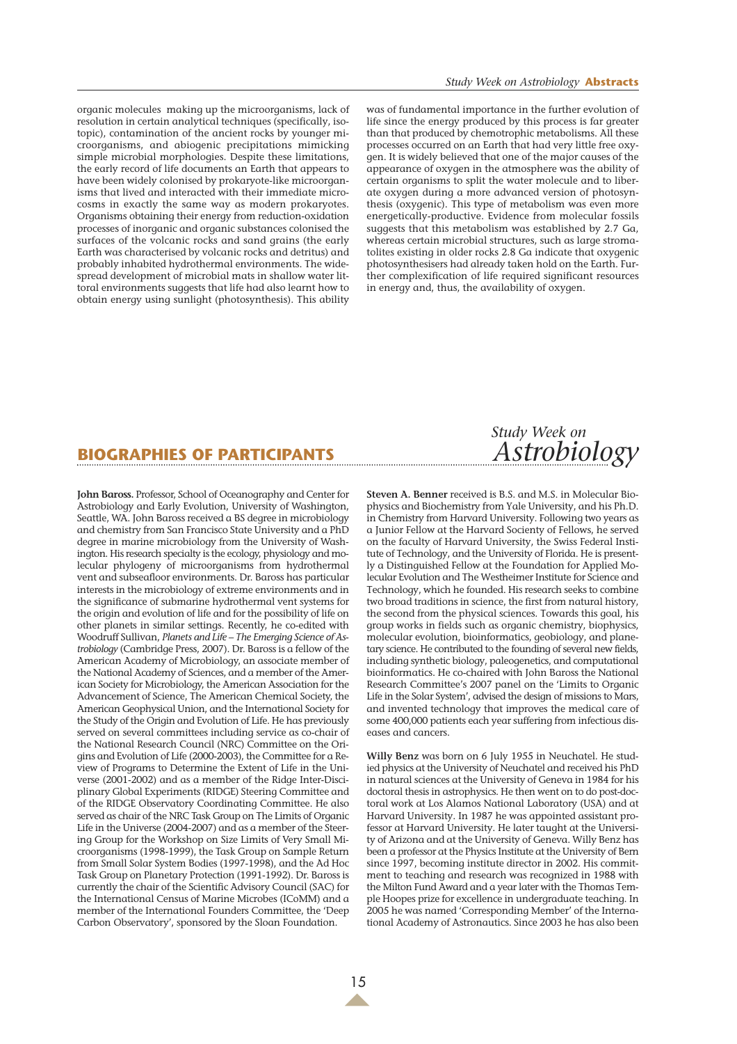organic molecules making up the microorganisms, lack of resolution in certain analytical techniques (specifically, isotopic), contamination of the ancient rocks by younger microorganisms, and abiogenic precipitations mimicking simple microbial morphologies. Despite these limitations, the early record of life documents an Earth that appears to have been widely colonised by prokaryote-like microorganisms that lived and interacted with their immediate microcosms in exactly the same way as modern prokaryotes. Organisms obtaining their energy from reduction-oxidation processes of inorganic and organic substances colonised the surfaces of the volcanic rocks and sand grains (the early Earth was characterised by volcanic rocks and detritus) and probably inhabited hydrothermal environments. The widespread development of microbial mats in shallow water littoral environments suggests that life had also learnt how to obtain energy using sunlight (photosynthesis). This ability was of fundamental importance in the further evolution of life since the energy produced by this process is far greater than that produced by chemotrophic metabolisms. All these processes occurred on an Earth that had very little free oxygen. It is widely believed that one of the major causes of the appearance of oxygen in the atmosphere was the ability of certain organisms to split the water molecule and to liberate oxygen during a more advanced version of photosynthesis (oxygenic). This type of metabolism was even more energetically-productive. Evidence from molecular fossils suggests that this metabolism was established by 2.7 Ga, whereas certain microbial structures, such as large stromatolites existing in older rocks 2.8 Ga indicate that oxygenic photosynthesisers had already taken hold on the Earth. Further complexification of life required significant resources in energy and, thus, the availability of oxygen.

## BIOGRAPHIES OF PARTICIPANTS

**John Baross.** Professor, School of Oceanography and Center for Astrobiology and Early Evolution, University of Washington, Seattle, WA. John Baross received a BS degree in microbiology and chemistry from San Francisco State University and a PhD degree in marine microbiology from the University of Washington. His research specialty is the ecology, physiology and molecular phylogeny of microorganisms from hydrothermal vent and subseafloor environments. Dr. Baross has particular interests in the microbiology of extreme environments and in the significance of submarine hydrothermal vent systems for the origin and evolution of life and for the possibility of life on other planets in similar settings. Recently, he co-edited with Woodruff Sullivan, *Planets and Life – The Emerging Science of Astrobiology* (Cambridge Press, 2007). Dr. Baross is a fellow of the American Academy of Microbiology, an associate member of the National Academy of Sciences, and a member of the American Society for Microbiology, the American Association for the Advancement of Science, The American Chemical Society, the American Geophysical Union, and the International Society for the Study of the Origin and Evolution of Life. He has previously served on several committees including service as co-chair of the National Research Council (NRC) Committee on the Origins and Evolution of Life (2000-2003), the Committee for a Review of Programs to Determine the Extent of Life in the Universe (2001-2002) and as a member of the Ridge Inter-Disciplinary Global Experiments (RIDGE) Steering Committee and of the RIDGE Observatory Coordinating Committee. He also served as chair of the NRC Task Group on The Limits of Organic Life in the Universe (2004-2007) and as a member of the Steering Group for the Workshop on Size Limits of Very Small Microorganisms (1998-1999), the Task Group on Sample Return from Small Solar System Bodies (1997-1998), and the Ad Hoc Task Group on Planetary Protection (1991-1992). Dr. Baross is currently the chair of the Scientific Advisory Council (SAC) for the International Census of Marine Microbes (ICoMM) and a member of the International Founders Committee, the 'Deep Carbon Observatory', sponsored by the Sloan Foundation.

**Steven A. Benner** received is B.S. and M.S. in Molecular Biophysics and Biochemistry from Yale University, and his Ph.D. in Chemistry from Harvard University. Following two years as a Junior Fellow at the Harvard Society of Fellows, he served on the faculty of Harvard University, the Swiss Federal Institute of Technology, and the University of Florida. He is presently a Distinguished Fellow at the Foundation for Applied Molecular Evolution and The Westheimer Institute for Science and Technology, which he founded. His research seeks to combine two broad traditions in science, the first from natural history, the second from the physical sciences. Towards this goal, his group works in fields such as organic chemistry, biophysics, molecular evolution, bioinformatics, geobiology, and planetary science. He contributed to the founding of several new fields, including synthetic biology, paleogenetics, and computational bioinformatics. He co-chaired with John Baross the National Research Committee's 2007 panel on the 'Limits to Organic Life in the Solar System', advised the design of missions to Mars, and invented technology that improves the medical care of some 400,000 patients each year suffering from infectious diseases and cancers.

**Willy Benz** was born on 6 July 1955 in Neuchatel. He studied physics at the University of Neuchatel and received his PhD in natural sciences at the University of Geneva in 1984 for his doctoral thesis in astrophysics. He then went on to do post-doctoral work at Los Alamos National Laboratory (USA) and at Harvard University. In 1987 he was appointed assistant professor at Harvard University. He later taught at the University of Arizona and at the University of Geneva. Willy Benz has been a professor at the Physics Institute at the University of Bern since 1997, becoming institute director in 2002. His commitment to teaching and research was recognized in 1988 with the Milton Fund Award and a year later with the Thomas Temple Hoopes prize for excellence in undergraduate teaching. In 2005 he was named 'Corresponding Member' of the International Academy of Astronautics. Since 2003 he has also been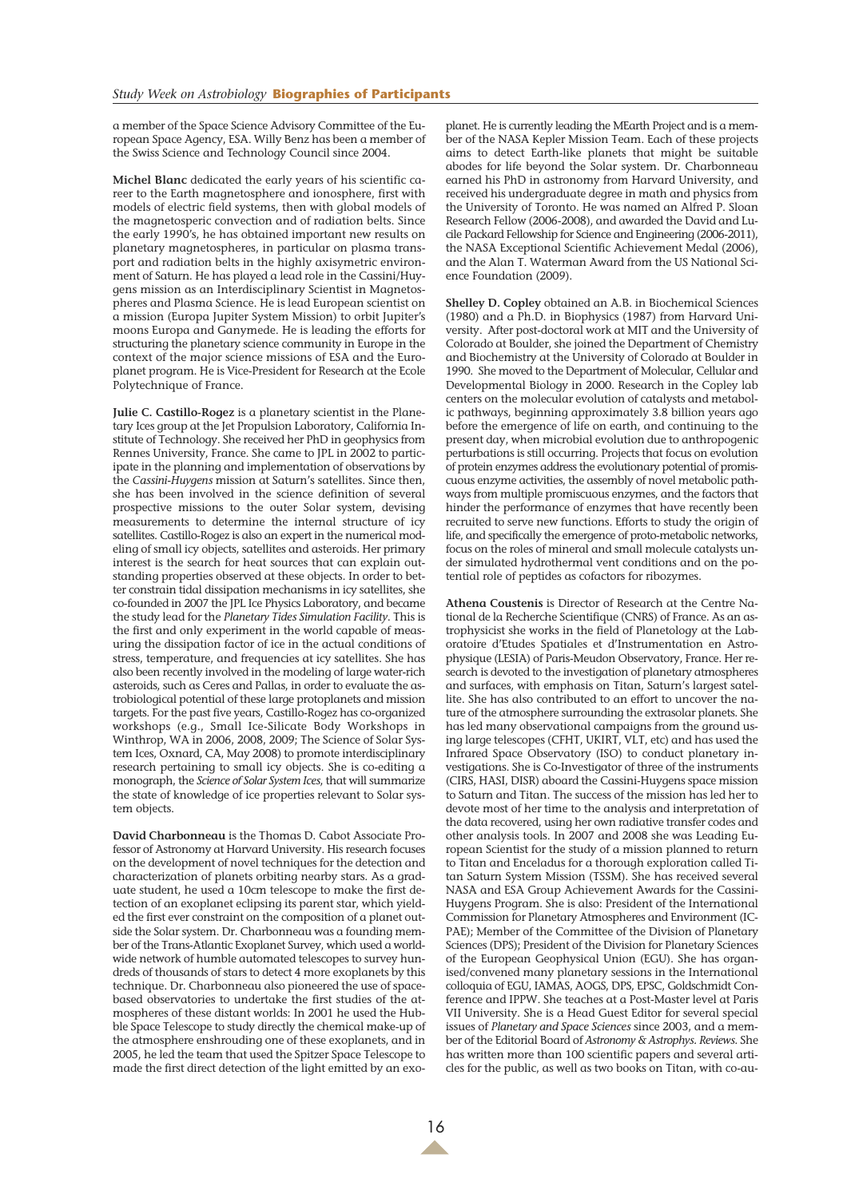a member of the Space Science Advisory Committee of the European Space Agency, ESA. Willy Benz has been a member of the Swiss Science and Technology Council since 2004.

**Michel Blanc** dedicated the early years of his scientific career to the Earth magnetosphere and ionosphere, first with models of electric field systems, then with global models of the magnetosperic convection and of radiation belts. Since the early 1990's, he has obtained important new results on planetary magnetospheres, in particular on plasma transport and radiation belts in the highly axisymmetric environment of Saturn. He has played a lead role in the Cassini/Huygens mission as an Interdisciplinary Scientist in Magnetospheres and Plasma Science. He is lead European scientist on a mission (Europa Jupiter System Mission) to orbit Jupiter's moons Europa and Ganymede. He is leading the efforts for structuring the planetary science community in Europe in the context of the major science missions of ESA and the Europlanet program. He is Vice-President for Research at the Ecole Polytechnique of France.

**Julie C. Castillo-Rogez** is a planetary scientist in the Planetary Ices group at the Jet Propulsion Laboratory, California Institute of Technology. She received her PhD in geophysics from Rennes University, France. She came to JPL in 2002 to participate in the planning and implementation of observations by the *Cassini-Huygens* mission at Saturn's satellites. Since then, she has been involved in the science definition of several prospective missions to the outer Solar system, devising measurements to determine the internal structure of icy satellites. Castillo-Rogez is also an expert in the numerical modeling of small icy objects, satellites and asteroids. Her primary interest is the search for heat sources that can explain outstanding properties observed at these objects. In order to better constrain tidal dissipation mechanisms in icy satellites, she co-founded in 2007 the JPL Ice Physics Laboratory, and became the study lead for the *Planetary Tides Simulation Facility*. This is the first and only experiment in the world capable of measuring the dissipation factor of ice in the actual conditions of stress, temperature, and frequencies at icy satellites. She has also been recently involved in the modeling of large water-rich asteroids, such as Ceres and Pallas, in order to evaluate the astrobiological potential of these large protoplanets and mission targets. For the past five years, Castillo-Rogez has co-organized workshops (e.g., Small Ice-Silicate Body Workshops in Winthrop, WA in 2006, 2008, 2009; The Science of Solar System Ices, Oxnard, CA, May 2008) to promote interdisciplinary research pertaining to small icy objects. She is co-editing a monograph, the *Science of Solar System Ices*, that will summarize the state of knowledge of ice properties relevant to Solar system objects.

**David Charbonneau** is the Thomas D. Cabot Associate Professor of Astronomy at Harvard University. His research focuses on the development of novel techniques for the detection and characterization of planets orbiting nearby stars. As a graduate student, he used a 10cm telescope to make the first detection of an exoplanet eclipsing its parent star, which yielded the first ever constraint on the composition of a planet outside the Solar system. Dr. Charbonneau was a founding member of the Trans-Atlantic Exoplanet Survey, which used a worldwide network of humble automated telescopes to survey hundreds of thousands of stars to detect 4 more exoplanets by this technique. Dr. Charbonneau also pioneered the use of space-based observatories to undertake the first studies of the atmospheres of these distant worlds: In 2001 he used the Hubble Space Telescope to study directly the chemical make-up of the atmosphere enshrouding one of these exoplanets, and in 2005, he led the team that used the Spitzer Space Telescope to made the first direct detection of the light emitted by an exoplanet. He is currently leading the MEarth Project and is a member of the NASA Kepler Mission Team. Each of these projects aims to detect Earth-like planets that might be suitable abodes for life beyond the Solar system. Dr. Charbonneau earned his PhD in astronomy from Harvard University, and received his undergraduate degree in math and physics from the University of Toronto. He was named an Alfred P. Sloan Research Fellow (2006-2008), and awarded the David and Lucile Packard Fellowship for Science and Engineering (2006-2011), the NASA Exceptional Scientific Achievement Medal (2006), and the Alan T. Waterman Award from the US National Science Foundation (2009).

**Shelley D. Copley** obtained an A.B. in Biochemical Sciences (1980) and a Ph.D. in Biophysics (1987) from Harvard University. After post-doctoral work at MIT and the University of Colorado at Boulder, she joined the Department of Chemistry and Biochemistry at the University of Colorado at Boulder in 1990. She moved to the Department of Molecular, Cellular and Developmental Biology in 2000. Research in the Copley lab centers on the molecular evolution of catalysts and metabolic pathways, beginning approximately 3.8 billion years ago before the emergence of life on earth, and continuing to the present day, when microbial evolution due to anthropogenic perturbations is still occurring. Projects that focus on evolution of protein enzymes address the evolutionary potential of promiscuous enzyme activities, the assembly of novel metabolic pathways from multiple promiscuous enzymes, and the factors that hinder the performance of enzymes that have recently been recruited to serve new functions. Efforts to study the origin of life, and specifically the emergence of proto-metabolic networks, focus on the roles of mineral and small molecule catalysts under simulated hydrothermal vent conditions and on the potential role of peptides as cofactors for ribozymes.

**Athena Coustenis** is Director of Research at the Centre National de la Recherche Scientifique (CNRS) of France. As an astrophysicist she works in the field of Planetology at the Laboratoire d'Etudes Spatiales et d'Instrumentation en Astrophysique (LESIA) of Paris-Meudon Observatory, France. Her research is devoted to the investigation of planetary atmospheres and surfaces, with emphasis on Titan, Saturn's largest satellite. She has also contributed to an effort to uncover the nature of the atmosphere surrounding the extrasolar planets. She has led many observational campaigns from the ground using large telescopes (CFHT, UKIRT, VLT, etc) and has used the Infrared Space Observatory (ISO) to conduct planetary investigations. She is Co-Investigator of three of the instruments (CIRS, HASI, DISR) aboard the Cassini-Huygens space mission to Saturn and Titan. The success of the mission has led her to devote most of her time to the analysis and interpretation of the data recovered, using her own radiative transfer codes and other analysis tools. In 2007 and 2008 she was Leading European Scientist for the study of a mission planned to return to Titan and Enceladus for a thorough exploration called Titan Saturn System Mission (TSSM). She has received several NASA and ESA Group Achievement Awards for the Cassini-Huygens Program. She is also: President of the International Commission for Planetary Atmospheres and Environment (ICPAE); Member of the Committee of the Division of Planetary Sciences (DPS); President of the Division for Planetary Sciences of the European Geophysical Union (EGU). She has organised/convened many planetary sessions in the International colloquia of EGU, IAMAS, AOGS, DPS, EPSC, Goldschmidt Conference and IPPW. She teaches at a Post-Master level at Paris VII University. She is a Head Guest Editor for several special issues of *Planetary and Space Sciences* since 2003, and a member of the Editorial Board of *Astronomy & Astrophys. Reviews*. She has written more than 100 scientific papers and several articles for the public, as well as two books on Titan, with co-au-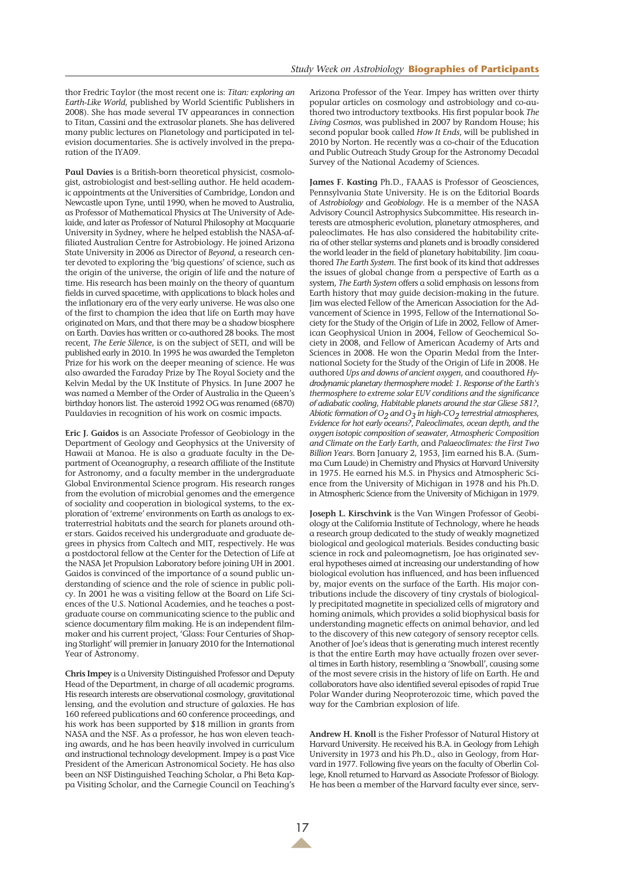thor Fredric Taylor (the most recent one is: *Titan: exploring an Earth-Like World*, published by World Scientific Publishers in 2008). She has made several TV appearances in connection to Titan, Cassini and the extrasolar planets. She has delivered many public lectures on Planetology and participated in television documentaries. She is actively involved in the preparation of the IYA09.

**Paul Davies** is a British-born theoretical physicist, cosmologist, astrobiologist and best-selling author. He held academic appointments at the Universities of Cambridge, London and Newcastle upon Tyne, until 1990, when he moved to Australia, as Professor of Mathematical Physics at The University of Adelaide, and later as Professor of Natural Philosophy at Macquarie University in Sydney, where he helped establish the NASA-affiliated Australian Centre for Astrobiology. He joined Arizona State University in 2006 as Director of *Beyond*, a research center devoted to exploring the 'big questions' of science, such as the origin of the universe, the origin of life and the nature of time. His research has been mainly on the theory of quantum fields in curved spacetime, with applications to black holes and the inflationary era of the very early universe. He was also one of the first to champion the idea that life on Earth may have originated on Mars, and that there may be a shadow biosphere on Earth. Davies has written or co-authored 28 books. The most recent, *The Eerie Silence*, is on the subject of SETI, and will be published early in 2010. In 1995 he was awarded the Templeton Prize for his work on the deeper meaning of science. He was also awarded the Faraday Prize by The Royal Society and the Kelvin Medal by the UK Institute of Physics. In June 2007 he was named a Member of the Order of Australia in the Queen's birthday honors list. The asteroid 1992 OG was renamed (6870) Pauldavies in recognition of his work on cosmic impacts.

**Eric J. Gaidos** is an Associate Professor of Geobiology in the Department of Geology and Geophysics at the University of Hawaii at Manoa. He is also a graduate faculty in the Department of Oceanography, a research affiliate of the Institute for Astronomy, and a faculty member in the undergraduate Global Environmental Science program. His research ranges from the evolution of microbial genomes and the emergence of sociality and cooperation in biological systems, to the exploration of 'extreme' environments on Earth as analogs to extraterrestrial habitats and the search for planets around other stars. Gaidos received his undergraduate and graduate degrees in physics from Caltech and MIT, respectively. He was a postdoctoral fellow at the Center for the Detection of Life at the NASA Jet Propulsion Laboratory before joining UH in 2001. Gaidos is convinced of the importance of a sound public understanding of science and the role of science in public policy. In 2001 he was a visiting fellow at the Board on Life Sciences of the U.S. National Academies, and he teaches a postgraduate course on communicating science to the public and science documentary film making. He is an independent filmmaker and his current project, 'Glass: Four Centuries of Shaping Starlight' will premier in January 2010 for the International Year of Astronomy.

**Chris Impey** is a University Distinguished Professor and Deputy Head of the Department, in charge of all academic programs. His research interests are observational cosmology, gravitational lensing, and the evolution and structure of galaxies. He has 160 refereed publications and 60 conference proceedings, and his work has been supported by $18 million in grants from NASA and the NSF. As a professor, he has won eleven teaching awards, and he has been heavily involved in curriculum and instructional technology development. Impey is a past Vice President of the American Astronomical Society. He has also been an NSF Distinguished Teaching Scholar, a Phi Beta Kappa Visiting Scholar, and the Carnegie Council on Teaching's Arizona Professor of the Year. Impey has written over thirty popular articles on cosmology and astrobiology and co-authored two introductory textbooks. His first popular book *The Living Cosmos*, was published in 2007 by Random House; his second popular book called *How It Ends*, will be published in 2010 by Norton. He recently was a co-chair of the Education and Public Outreach Study Group for the Astronomy Decadal Survey of the National Academy of Sciences.

**James F. Kasting** Ph.D., FAAAS is Professor of Geosciences, Pennsylvania State University. He is on the Editorial Boards of *Astrobiology* and *Geobiology*. He is a member of the NASA Advisory Council Astrophysics Subcommittee. His research interests are atmospheric evolution, planetary atmospheres, and paleoclimates. He has also considered the habitability criteria of other stellar systems and planets and is broadly considered the world leader in the field of planetary habitability. Jim coauthored *The Earth System*. The first book of its kind that addresses the issues of global change from a perspective of Earth as a system, *The Earth System* offers a solid emphasis on lessons from Earth history that may guide decision-making in the future. Jim was elected Fellow of the American Association for the Advancement of Science in 1995, Fellow of the International Society for the Study of the Origin of Life in 2002, Fellow of American Geophysical Union in 2004, Fellow of Geochemical Society in 2008, and Fellow of American Academy of Arts and Sciences in 2008. He won the Oparin Medal from the International Society for the Study of the Origin of Life in 2008. He authored *Ups and downs of ancient oxygen*, and coauthored *Hydrodynamic planetary thermosphere model: 1. Response of the Earth's thermosphere to extreme solar EUV conditions and the significance of adiabatic cooling*, *Habitable planets around the star Gliese 581?*, *Abiotic formation of* $O_2$ *and* $O_3$ *in high-*$CO_2$ *terrestrial atmospheres*, *Evidence for hot early oceans?*, *Paleoclimates, ocean depth, and the oxygen isotopic composition of seawater*, *Atmospheric Composition and Climate on the Early Earth*, and *Palaeoclimates: the First Two Billion Years*. Born January 2, 1953, Jim earned his B.A. (Summa Cum Laude) in Chemistry and Physics at Harvard University in 1975. He earned his M.S. in Physics and Atmospheric Science from the University of Michigan in 1978 and his Ph.D. in Atmospheric Science from the University of Michigan in 1979.

**Joseph L. Kirschvink** is the Van Wingen Professor of Geobiology at the California Institute of Technology, where he heads a research group dedicated to the study of weakly magnetized biological and geological materials. Besides conducting basic science in rock and paleomagnetism, Joe has originated several hypotheses aimed at increasing our understanding of how biological evolution has influenced, and has been influenced by, major events on the surface of the Earth. His major contributions include the discovery of tiny crystals of biologically precipitated magnetite in specialized cells of migratory and homing animals, which provides a solid biophysical basis for understanding magnetic effects on animal behavior, and led to the discovery of this new category of sensory receptor cells. Another of Joe's ideas that is generating much interest recently is that the entire Earth may have actually frozen over several times in Earth history, resembling a 'Snowball', causing some of the most severe crisis in the history of life on Earth. He and collaborators have also identified several episodes of rapid True Polar Wander during Neoproterozoic time, which paved the way for the Cambrian explosion of life.

**Andrew H. Knoll** is the Fisher Professor of Natural History at Harvard University. He received his B.A. in Geology from Lehigh University in 1973 and his Ph.D., also in Geology, from Harvard in 1977. Following five years on the faculty of Oberlin College, Knoll returned to Harvard as Associate Professor of Biology. He has been a member of the Harvard faculty ever since, serv-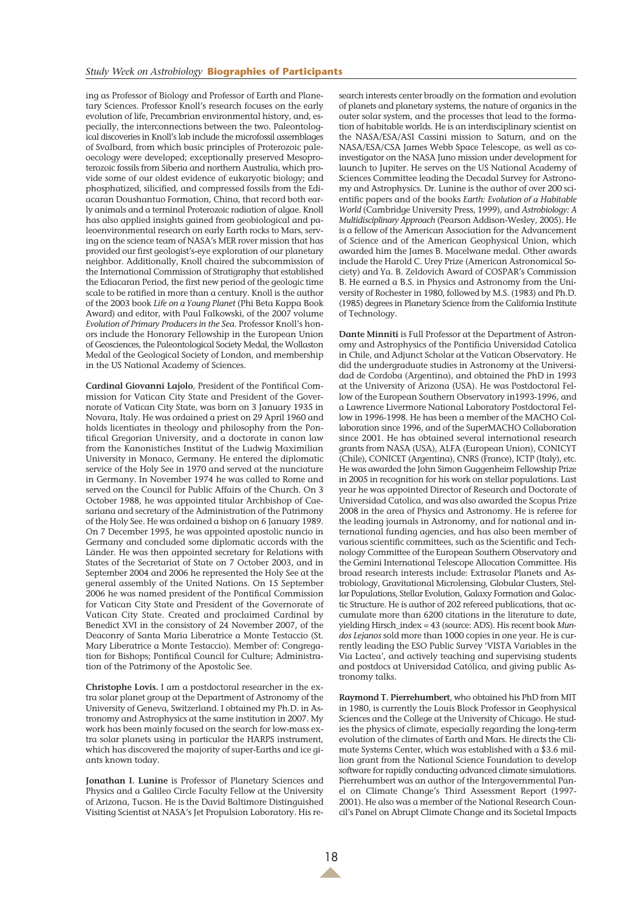ing as Professor of Biology and Professor of Earth and Planetary Sciences. Professor Knoll's research focuses on the early evolution of life, Precambrian environmental history, and, especially, the interconnections between the two. Paleontological discoveries in Knoll's lab include the microfossil assemblages of Svalbard, from which basic principles of Proterozoic paleoecology were developed; exceptionally preserved Mesoproterozoic fossils from Siberia and northern Australia, which provide some of our oldest evidence of eukaryotic biology; and phosphatized, silicified, and compressed fossils from the Ediacaran Doushantuo Formation, China, that record both early animals and a terminal Proterozoic radiation of algae. Knoll has also applied insights gained from geobiological and paleoenvironmental research on early Earth rocks to Mars, serving on the science team of NASA's MER rover mission that has provided our first geologist's-eye exploration of our planetary neighbor. Additionally, Knoll chaired the subcommission of the International Commission of Stratigraphy that established the Ediacaran Period, the first new period of the geologic time scale to be ratified in more than a century. Knoll is the author of the 2003 book *Life on a Young Planet* (Phi Beta Kappa Book Award) and editor, with Paul Falkowski, of the 2007 volume *Evolution of Primary Producers in the Sea*. Professor Knoll's honors include the Honorary Fellowship in the European Union of Geosciences, the Paleontological Society Medal, the Wollaston Medal of the Geological Society of London, and membership in the US National Academy of Sciences.

**Cardinal Giovanni Lajolo**, President of the Pontifical Commission for Vatican City State and President of the Governorate of Vatican City State, was born on 3 January 1935 in Novara, Italy. He was ordained a priest on 29 April 1960 and holds licentiates in theology and philosophy from the Pontifical Gregorian University, and a doctorate in canon law from the Kanonistiches Institut of the Ludwig Maximilian University in Monaco, Germany. He entered the diplomatic service of the Holy See in 1970 and served at the nunciature in Germany. In November 1974 he was called to Rome and served on the Council for Public Affairs of the Church. On 3 October 1988, he was appointed titular Archbishop of Caesariana and secretary of the Administration of the Patrimony of the Holy See. He was ordained a bishop on 6 January 1989. On 7 December 1995, he was appointed apostolic nuncio in Germany and concluded some diplomatic accords with the Länder. He was then appointed secretary for Relations with States of the Secretariat of State on 7 October 2003, and in September 2004 and 2006 he represented the Holy See at the general assembly of the United Nations. On 15 September 2006 he was named president of the Pontifical Commission for Vatican City State and President of the Governorate of Vatican City State. Created and proclaimed Cardinal by Benedict XVI in the consistory of 24 November 2007, of the Deaconry of Santa Maria Liberatrice a Monte Testaccio (St. Mary Liberatrice a Monte Testaccio). Member of: Congregation for Bishops; Pontifical Council for Culture; Administration of the Patrimony of the Apostolic See.

**Christophe Lovis.** I am a postdoctoral researcher in the extra solar planet group at the Department of Astronomy of the University of Geneva, Switzerland. I obtained my Ph.D. in Astronomy and Astrophysics at the same institution in 2007. My work has been mainly focused on the search for low-mass extra solar planets using in particular the HARPS instrument, which has discovered the majority of super-Earths and ice giants known today.

**Jonathan I. Lunine** is Professor of Planetary Sciences and Physics and a Galileo Circle Faculty Fellow at the University of Arizona, Tucson. He is the David Baltimore Distinguished Visiting Scientist at NASA's Jet Propulsion Laboratory. His research interests center broadly on the formation and evolution of planets and planetary systems, the nature of organics in the outer solar system, and the processes that lead to the formation of habitable worlds. He is an interdisciplinary scientist on the NASA/ESA/ASI Cassini mission to Saturn, and on the NASA/ESA/CSA James Webb Space Telescope, as well as co-investigator on the NASA Juno mission under development for launch to Jupiter. He serves on the US National Academy of Sciences Committee leading the Decadal Survey for Astronomy and Astrophysics. Dr. Lunine is the author of over 200 scientific papers and of the books *Earth: Evolution of a Habitable World* (Cambridge University Press, 1999), and *Astrobiology: A Multidisciplinary Approach* (Pearson Addison-Wesley, 2005). He is a fellow of the American Association for the Advancement of Science and of the American Geophysical Union, which awarded him the James B. Macelwane medal. Other awards include the Harold C. Urey Prize (American Astronomical Society) and Ya. B. Zeldovich Award of COSPAR's Commission B. He earned a B.S. in Physics and Astronomy from the University of Rochester in 1980, followed by M.S. (1983) and Ph.D. (1985) degrees in Planetary Science from the California Institute of Technology.

**Dante Minniti** is Full Professor at the Department of Astronomy and Astrophysics of the Pontificia Universidad Catolica in Chile, and Adjunct Scholar at the Vatican Observatory. He did the undergraduate studies in Astronomy at the Universidad de Cordoba (Argentina), and obtained the PhD in 1993 at the University of Arizona (USA). He was Postdoctoral Fellow of the European Southern Observatory in1993-1996, and a Lawrence Livermore National Laboratory Postdoctoral Fellow in 1996-1998. He has been a member of the MACHO Collaboration since 1996, and of the SuperMACHO Collaboration since 2001. He has obtained several international research grants from NASA (USA), ALFA (European Union), CONICYT (Chile), CONICET (Argentina), CNRS (France), ICTP (Italy), etc. He was awarded the John Simon Guggenheim Fellowship Prize in 2005 in recognition for his work on stellar populations. Last year he was appointed Director of Research and Doctorate of Universidad Catolica, and was also awarded the Scopus Prize 2008 in the area of Physics and Astronomy. He is referee for the leading journals in Astronomy, and for national and international funding agencies, and has also been member of various scientific committees, such as the Scientific and Technology Committee of the European Southern Observatory and the Gemini International Telescope Allocation Committee. His broad research interests include: Extrasolar Planets and Astrobiology, Gravitational Microlensing, Globular Clusters, Stellar Populations, Stellar Evolution, Galaxy Formation and Galactic Structure. He is author of 202 refereed publications, that accumulate more than 6200 citations in the literature to date, yielding Hirsch_index = 43 (source: ADS). His recent book *Mundos Lejanos* sold more than 1000 copies in one year. He is currently leading the ESO Public Survey 'VISTA Variables in the Via Lactea', and actively teaching and supervising students and postdocs at Universidad Católica, and giving public Astronomy talks.

**Raymond T. Pierrehumbert**, who obtained his PhD from MIT in 1980, is currently the Louis Block Professor in Geophysical Sciences and the College at the University of Chicago. He studies the physics of climate, especially regarding the long-term evolution of the climates of Earth and Mars. He directs the Climate Systems Center, which was established with a $3.6 million grant from the National Science Foundation to develop software for rapidly conducting advanced climate simulations. Pierrehumbert was an author of the Intergovernmental Panel on Climate Change's Third Assessment Report (1997-2001). He also was a member of the National Research Council's Panel on Abrupt Climate Change and its Societal Impacts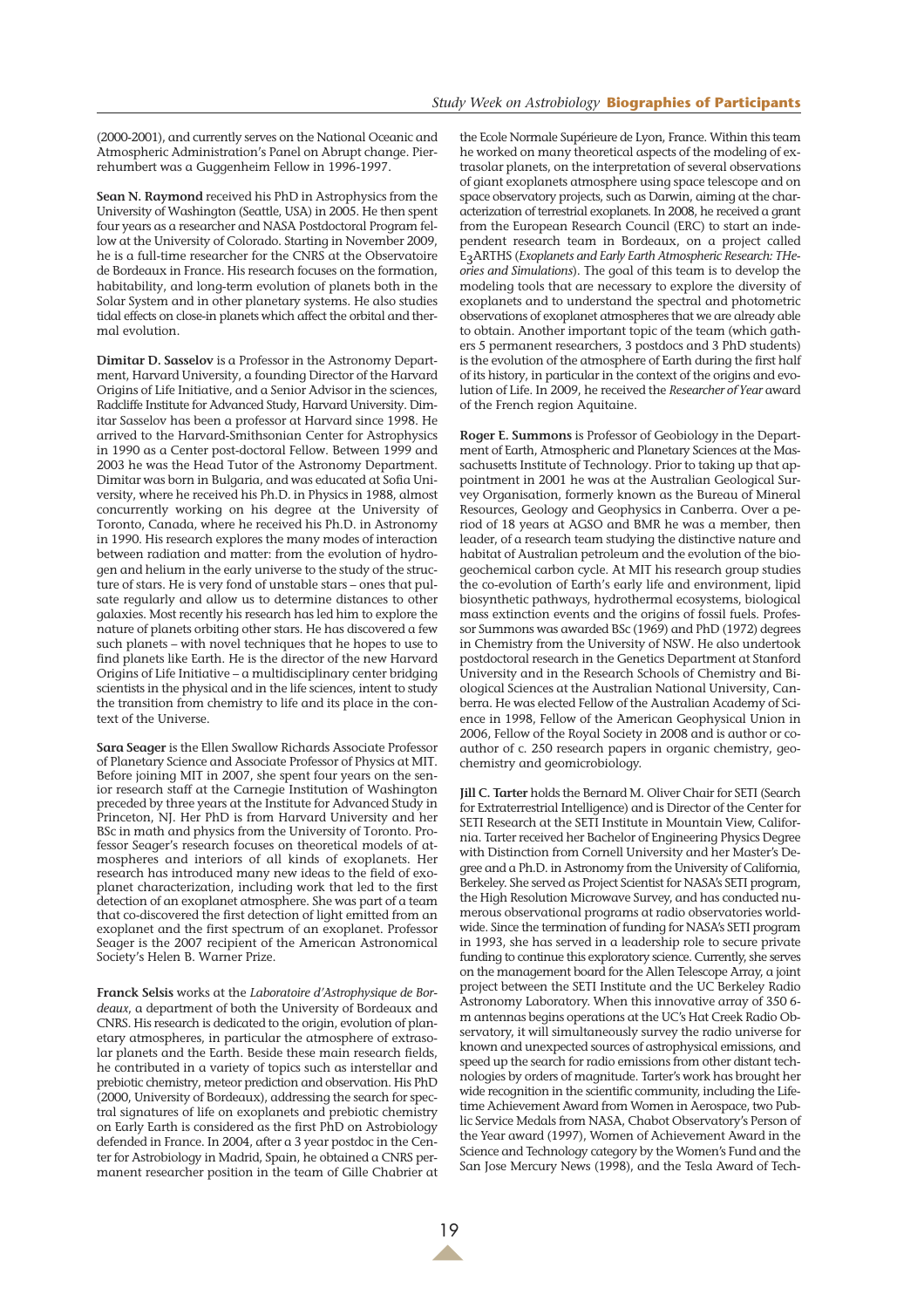(2000-2001), and currently serves on the National Oceanic and Atmospheric Administration's Panel on Abrupt change. Pierrehumbert was a Guggenheim Fellow in 1996-1997.

**Sean N. Raymond** received his PhD in Astrophysics from the University of Washington (Seattle, USA) in 2005. He then spent four years as a researcher and NASA Postdoctoral Program fellow at the University of Colorado. Starting in November 2009, he is a full-time researcher for the CNRS at the Observatoire de Bordeaux in France. His research focuses on the formation, habitability, and long-term evolution of planets both in the Solar System and in other planetary systems. He also studies tidal effects on close-in planets which affect the orbital and thermal evolution.

**Dimitar D. Sasselov** is a Professor in the Astronomy Department, Harvard University, a founding Director of the Harvard Origins of Life Initiative, and a Senior Advisor in the sciences, Radcliffe Institute for Advanced Study, Harvard University. Dimitar Sasselov has been a professor at Harvard since 1998. He arrived to the Harvard-Smithsonian Center for Astrophysics in 1990 as a Center post-doctoral Fellow. Between 1999 and 2003 he was the Head Tutor of the Astronomy Department. Dimitar was born in Bulgaria, and was educated at Sofia University, where he received his Ph.D. in Physics in 1988, almost concurrently working on his degree at the University of Toronto, Canada, where he received his Ph.D. in Astronomy in 1990. His research explores the many modes of interaction between radiation and matter: from the evolution of hydrogen and helium in the early universe to the study of the structure of stars. He is very fond of unstable stars – ones that pulsate regularly and allow us to determine distances to other galaxies. Most recently his research has led him to explore the nature of planets orbiting other stars. He has discovered a few such planets – with novel techniques that he hopes to use to find planets like Earth. He is the director of the new Harvard Origins of Life Initiative – a multidisciplinary center bridging scientists in the physical and in the life sciences, intent to study the transition from chemistry to life and its place in the context of the Universe.

**Sara Seager** is the Ellen Swallow Richards Associate Professor of Planetary Science and Associate Professor of Physics at MIT. Before joining MIT in 2007, she spent four years on the senior research staff at the Carnegie Institution of Washington preceded by three years at the Institute for Advanced Study in Princeton, NJ. Her PhD is from Harvard University and her BSc in math and physics from the University of Toronto. Professor Seager's research focuses on theoretical models of atmospheres and interiors of all kinds of exoplanets. Her research has introduced many new ideas to the field of exoplanet characterization, including work that led to the first detection of an exoplanet atmosphere. She was part of a team that co-discovered the first detection of light emitted from an exoplanet and the first spectrum of an exoplanet. Professor Seager is the 2007 recipient of the American Astronomical Society's Helen B. Warner Prize.

**Franck Selsis** works at the *Laboratoire d'Astrophysique de Bordeaux*, a department of both the University of Bordeaux and CNRS. His research is dedicated to the origin, evolution of planetary atmospheres, in particular the atmosphere of extrasolar planets and the Earth. Beside these main research fields, he contributed in a variety of topics such as interstellar and prebiotic chemistry, meteor prediction and observation. His PhD (2000, University of Bordeaux), addressing the search for spectral signatures of life on exoplanets and prebiotic chemistry on Early Earth is considered as the first PhD on Astrobiology defended in France. In 2004, after a 3 year postdoc in the Center for Astrobiology in Madrid, Spain, he obtained a CNRS permanent researcher position in the team of Gille Chabrier at the Ecole Normale Supérieure de Lyon, France. Within this team he worked on many theoretical aspects of the modeling of extrasolar planets, on the interpretation of several observations of giant exoplanets atmosphere using space telescope and on space observatory projects, such as Darwin, aiming at the characterization of terrestrial exoplanets. In 2008, he received a grant from the European Research Council (ERC) to start an independent research team in Bordeaux, on a project called $E_3$ARTHS (*Exoplanets and Early Earth Atmospheric Research: THeories and Simulations*). The goal of this team is to develop the modeling tools that are necessary to explore the diversity of exoplanets and to understand the spectral and photometric observations of exoplanet atmospheres that we are already able to obtain. Another important topic of the team (which gathers 5 permanent researchers, 3 postdocs and 3 PhD students) is the evolution of the atmosphere of Earth during the first half of its history, in particular in the context of the origins and evolution of Life. In 2009, he received the *Researcher of Year* award of the French region Aquitaine.

**Roger E. Summons** is Professor of Geobiology in the Department of Earth, Atmospheric and Planetary Sciences at the Massachusetts Institute of Technology. Prior to taking up that appointment in 2001 he was at the Australian Geological Survey Organisation, formerly known as the Bureau of Mineral Resources, Geology and Geophysics in Canberra. Over a period of 18 years at AGSO and BMR he was a member, then leader, of a research team studying the distinctive nature and habitat of Australian petroleum and the evolution of the biogeochemical carbon cycle. At MIT his research group studies the co-evolution of Earth's early life and environment, lipid biosynthetic pathways, hydrothermal ecosystems, biological mass extinction events and the origins of fossil fuels. Professor Summons was awarded BSc (1969) and PhD (1972) degrees in Chemistry from the University of NSW. He also undertook postdoctoral research in the Genetics Department at Stanford University and in the Research Schools of Chemistry and Biological Sciences at the Australian National University, Canberra. He was elected Fellow of the Australian Academy of Science in 1998, Fellow of the American Geophysical Union in 2006, Fellow of the Royal Society in 2008 and is author or coauthor of c. 250 research papers in organic chemistry, geochemistry and geomicrobiology.

**Jill C. Tarter** holds the Bernard M. Oliver Chair for SETI (Search for Extraterrestrial Intelligence) and is Director of the Center for SETI Research at the SETI Institute in Mountain View, California. Tarter received her Bachelor of Engineering Physics Degree with Distinction from Cornell University and her Master's Degree and a Ph.D. in Astronomy from the University of California, Berkeley. She served as Project Scientist for NASA's SETI program, the High Resolution Microwave Survey, and has conducted numerous observational programs at radio observatories worldwide. Since the termination of funding for NASA's SETI program in 1993, she has served in a leadership role to secure private funding to continue this exploratory science. Currently, she serves on the management board for the Allen Telescope Array, a joint project between the SETI Institute and the UC Berkeley Radio Astronomy Laboratory. When this innovative array of 350 6-m antennas begins operations at the UC's Hat Creek Radio Observatory, it will simultaneously survey the radio universe for known and unexpected sources of astrophysical emissions, and speed up the search for radio emissions from other distant technologies by orders of magnitude. Tarter's work has brought her wide recognition in the scientific community, including the Lifetime Achievement Award from Women in Aerospace, two Public Service Medals from NASA, Chabot Observatory's Person of the Year award (1997), Women of Achievement Award in the Science and Technology category by the Women's Fund and the San Jose Mercury News (1998), and the Tesla Award of Tech-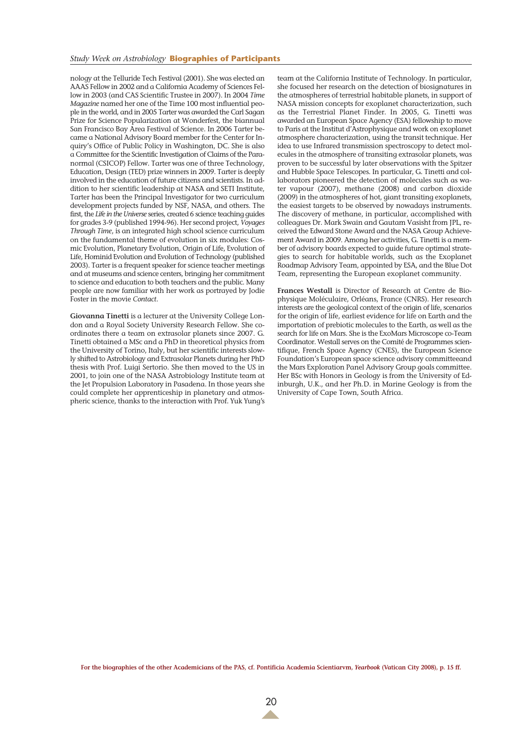nology at the Telluride Tech Festival (2001). She was elected an AAAS Fellow in 2002 and a California Academy of Sciences Fellow in 2003 (and CAS Scientific Trustee in 2007). In 2004 *Time Magazine* named her one of the Time 100 most influential people in the world, and in 2005 Tarter was awarded the Carl Sagan Prize for Science Popularization at Wonderfest, the biannual San Francisco Bay Area Festival of Science. In 2006 Tarter became a National Advisory Board member for the Center for Inquiry's Office of Public Policy in Washington, DC. She is also a Committee for the Scientific Investigation of Claims of the Paranormal (CSICOP) Fellow. Tarter was one of three Technology, Education, Design (TED) prize winners in 2009. Tarter is deeply involved in the education of future citizens and scientists. In addition to her scientific leadership at NASA and SETI Institute, Tarter has been the Principal Investigator for two curriculum development projects funded by NSF, NASA, and others. The first, the *Life in the Universe* series, created 6 science teaching guides for grades 3-9 (published 1994-96). Her second project, *Voyages Through Time*, is an integrated high school science curriculum on the fundamental theme of evolution in six modules: Cosmic Evolution, Planetary Evolution, Origin of Life, Evolution of Life, Hominid Evolution and Evolution of Technology (published 2003). Tarter is a frequent speaker for science teacher meetings and at museums and science centers, bringing her commitment to science and education to both teachers and the public. Many people are now familiar with her work as portrayed by Jodie Foster in the movie *Contact*.

**Giovanna Tinetti** is a lecturer at the University College London and a Royal Society University Research Fellow. She coordinates there a team on extrasolar planets since 2007. G. Tinetti obtained a MSc and a PhD in theoretical physics from the University of Torino, Italy, but her scientific interests slowly shifted to Astrobiology and Extrasolar Planets during her PhD thesis with Prof. Luigi Sertorio. She then moved to the US in 2001, to join one of the NASA Astrobiology Institute team at the Jet Propulsion Laboratory in Pasadena. In those years she could complete her apprenticeship in planetary and atmospheric science, thanks to the interaction with Prof. Yuk Yung's team at the California Institute of Technology. In particular, she focused her research on the detection of biosignatures in the atmospheres of terrestrial habitable planets, in support of NASA mission concepts for exoplanet characterization, such as the Terrestrial Planet Finder. In 2005, G. Tinetti was awarded an European Space Agency (ESA) fellowship to move to Paris at the Institut d'Astrophysique and work on exoplanet atmosphere characterization, using the transit technique. Her idea to use Infrared transmission spectroscopy to detect molecules in the atmosphere of transiting extrasolar planets, was proven to be successful by later observations with the Spitzer and Hubble Space Telescopes. In particular, G. Tinetti and collaborators pioneered the detection of molecules such as water vapour (2007), methane (2008) and carbon dioxide (2009) in the atmospheres of hot, giant transiting exoplanets, the easiest targets to be observed by nowadays instruments. The discovery of methane, in particular, accomplished with colleagues Dr. Mark Swain and Gautam Vasisht from JPL, received the Edward Stone Award and the NASA Group Achievement Award in 2009. Among her activities, G. Tinetti is a member of advisory boards expected to guide future optimal strategies to search for habitable worlds, such as the Exoplanet Roadmap Advisory Team, appointed by ESA, and the Blue Dot Team, representing the European exoplanet community.

**Frances Westall** is Director of Research at Centre de Biophysique Moléculaire, Orléans, France (CNRS). Her research interests are the geological context of the origin of life, scenarios for the origin of life, earliest evidence for life on Earth and the importation of prebiotic molecules to the Earth, as well as the search for life on Mars. She is the ExoMars Microscope co-Team Coordinator. Westall serves on the Comité de Programmes scientifique, French Space Agency (CNES), the European Science Foundation's European space science advisory committeeand the Mars Exploration Panel Advisory Group goals committee. Her BSc with Honors in Geology is from the University of Edinburgh, U.K., and her Ph.D. in Marine Geology is from the University of Cape Town, South Africa.

**For the biographies of the other Academicians of the PAS, cf. Pontificia Academia Scientiarvm, *Yearbook* (Vatican City 2008), p. 15 ff.**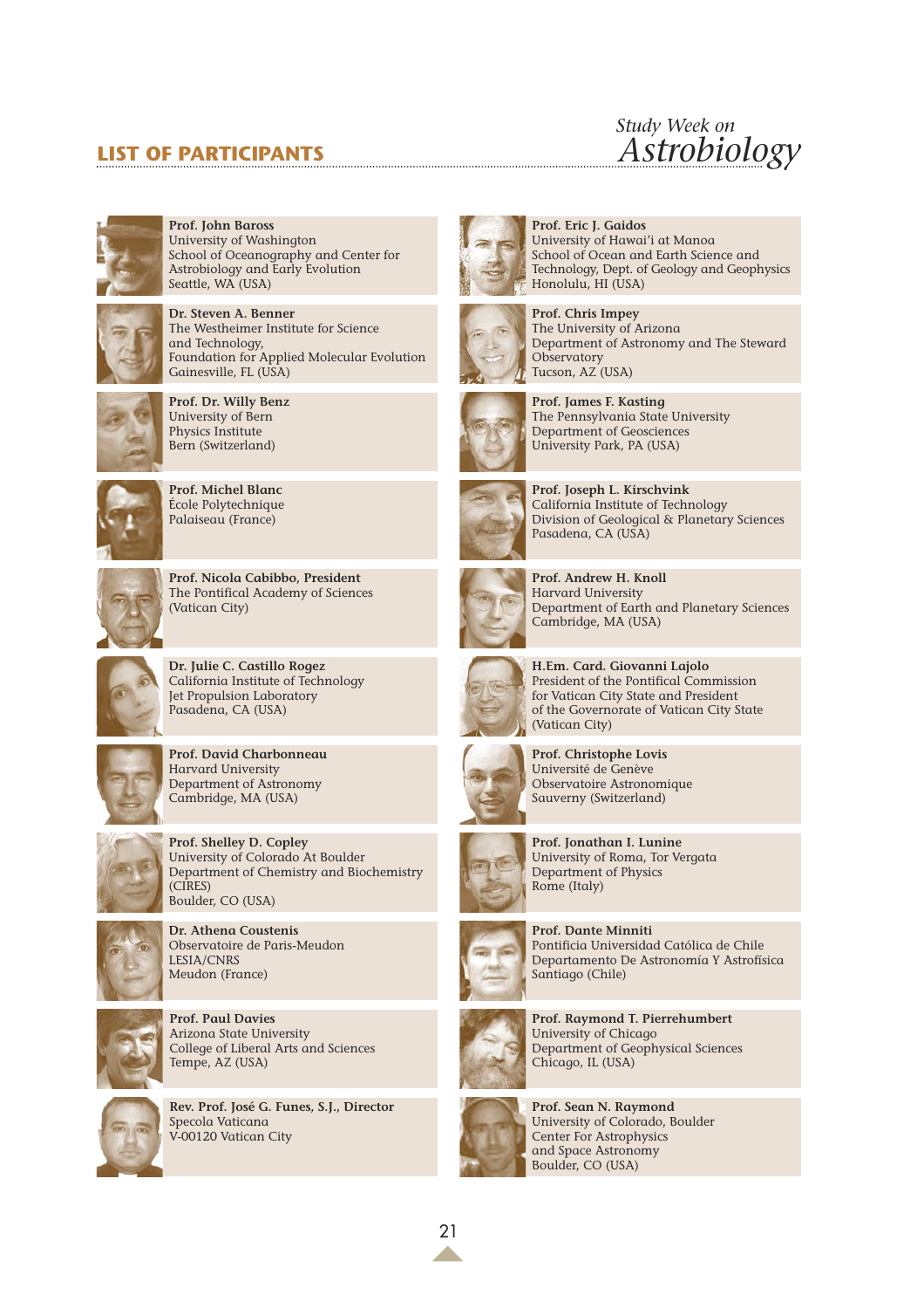## LIST OF PARTICIPANTS

**Prof. John Baross**
University of Washington
School of Oceanography and Center for Astrobiology and Early Evolution
Seattle, WA (USA)

**Dr. Steven A. Benner**
The Westheimer Institute for Science and Technology,
Foundation for Applied Molecular Evolution
Gainesville, FL (USA)

**Prof. Dr. Willy Benz**
University of Bern
Physics Institute
Bern (Switzerland)

**Prof. Michel Blanc**
École Polytechnique
Palaiseau (France)

**Prof. Nicola Cabibbo, President**
The Pontifical Academy of Sciences
(Vatican City)

**Dr. Julie C. Castillo Rogez**
California Institute of Technology
Jet Propulsion Laboratory
Pasadena, CA (USA)

**Prof. David Charbonneau**
Harvard University
Department of Astronomy
Cambridge, MA (USA)

**Prof. Shelley D. Copley**
University of Colorado At Boulder
Department of Chemistry and Biochemistry (CIRES)
Boulder, CO (USA)

**Dr. Athena Coustenis**
Observatoire de Paris-Meudon
LESIA/CNRS
Meudon (France)

**Prof. Paul Davies**
Arizona State University
College of Liberal Arts and Sciences
Tempe, AZ (USA)

**Rev. Prof. José G. Funes, S.J., Director**
Specola Vaticana
V-00120 Vatican City

**Prof. Eric J. Gaidos**
University of Hawai'i at Manoa
School of Ocean and Earth Science and Technology, Dept. of Geology and Geophysics
Honolulu, HI (USA)

**Prof. Chris Impey**
The University of Arizona
Department of Astronomy and The Steward Observatory
Tucson, AZ (USA)

**Prof. James F. Kasting**
The Pennsylvania State University
Department of Geosciences
University Park, PA (USA)

**Prof. Joseph L. Kirschvink**
California Institute of Technology
Division of Geological & Planetary Sciences
Pasadena, CA (USA)

**Prof. Andrew H. Knoll**
Harvard University
Department of Earth and Planetary Sciences
Cambridge, MA (USA)

**H.Em. Card. Giovanni Lajolo**
President of the Pontifical Commission for Vatican City State and President of the Governorate of Vatican City State
(Vatican City)

**Prof. Christophe Lovis**
Université de Genève
Observatoire Astronomique
Sauverny (Switzerland)

**Prof. Jonathan I. Lunine**
University of Roma, Tor Vergata
Department of Physics
Rome (Italy)

**Prof. Dante Minniti**
Pontificia Universidad Católica de Chile
Departamento De Astronomía Y Astrofísica
Santiago (Chile)

**Prof. Raymond T. Pierrehumbert**
University of Chicago
Department of Geophysical Sciences
Chicago, IL (USA)

**Prof. Sean N. Raymond**
University of Colorado, Boulder
Center For Astrophysics and Space Astronomy
Boulder, CO (USA)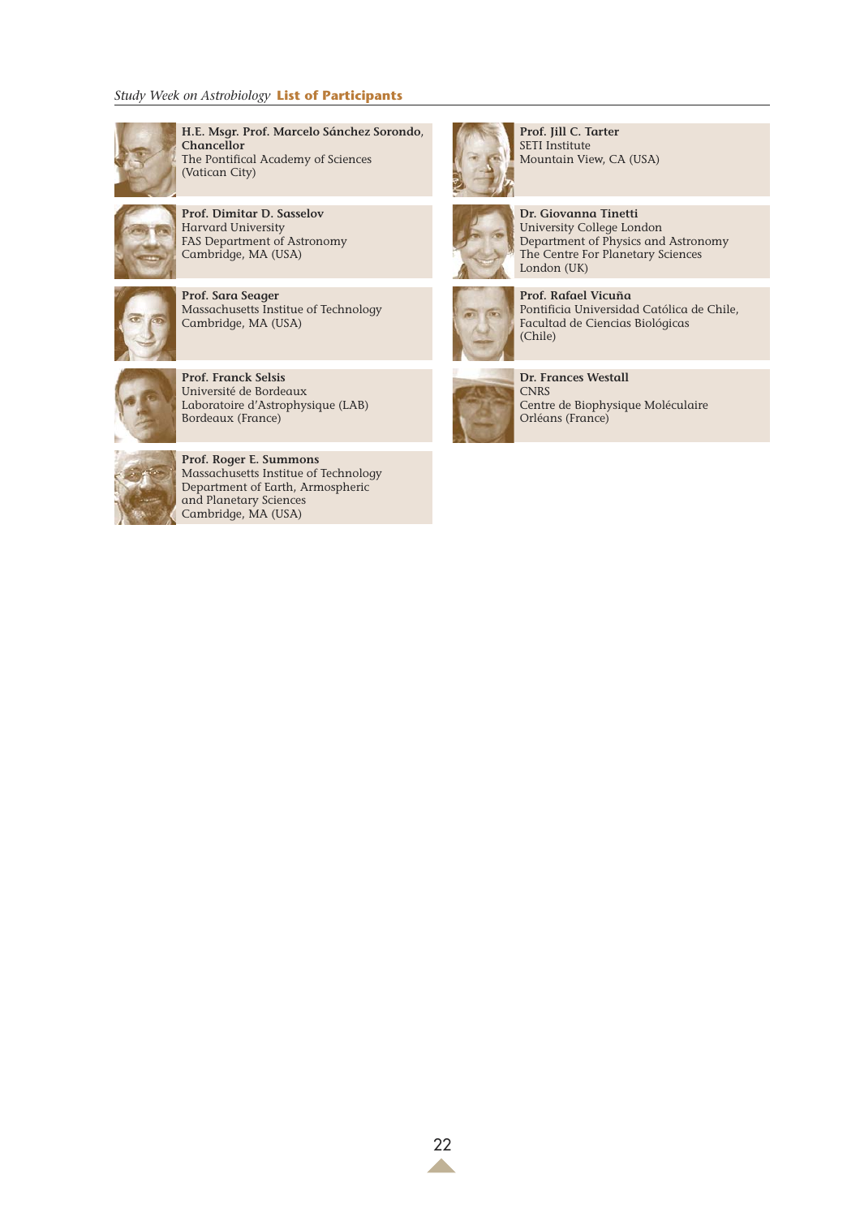**H.E. Msgr. Prof. Marcelo Sánchez Sorondo, Chancellor**
The Pontifical Academy of Sciences
(Vatican City)

**Prof. Dimitar D. Sasselov**
Harvard University
FAS Department of Astronomy
Cambridge, MA (USA)

**Prof. Sara Seager**
Massachusetts Institute of Technology
Cambridge, MA (USA)

**Prof. Franck Selsis**
Université de Bordeaux
Laboratoire d'Astrophysique (LAB)
Bordeaux (France)

**Prof. Roger E. Summons**
Massachusetts Institute of Technology
Department of Earth, Armospheric and Planetary Sciences
Cambridge, MA (USA)

**Prof. Jill C. Tarter**
SETI Institute
Mountain View, CA (USA)

**Dr. Giovanna Tinetti**
University College London
Department of Physics and Astronomy
The Centre For Planetary Sciences
London (UK)

**Prof. Rafael Vicuña**
Pontificia Universidad Católica de Chile,
Facultad de Ciencias Biológicas
(Chile)

**Dr. Frances Westall**
CNRS
Centre de Biophysique Moléculaire
Orléans (France)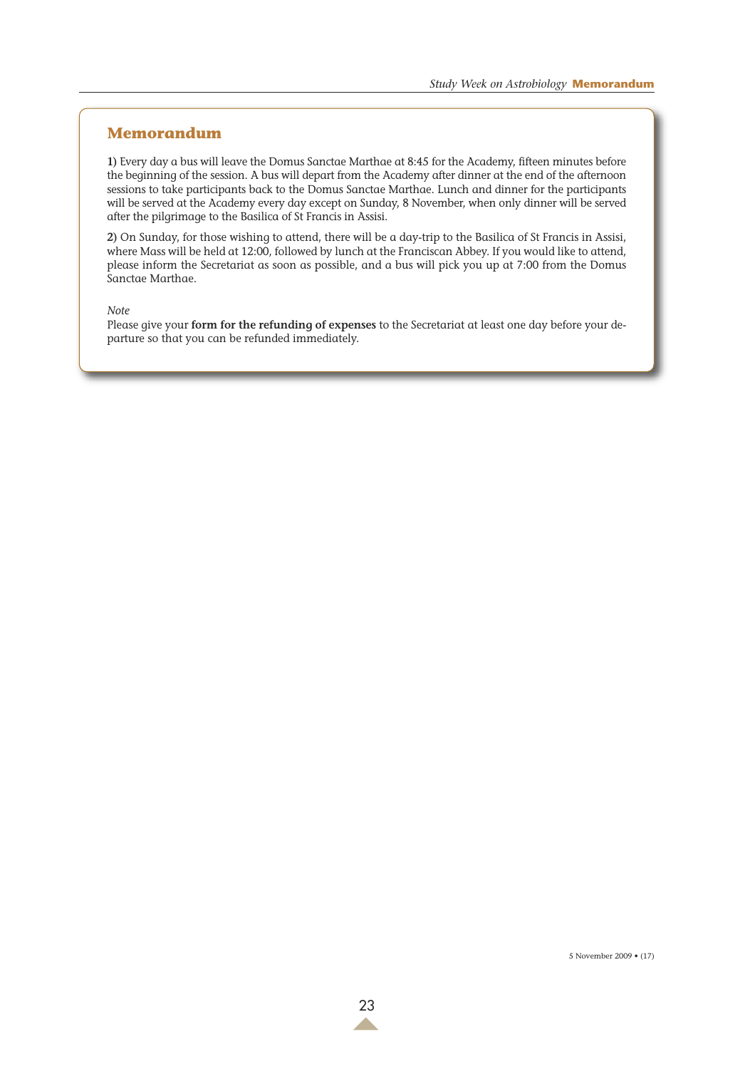## Memorandum

**1)** Every day a bus will leave the Domus Sanctae Marthae at 8:45 for the Academy, fifteen minutes before the beginning of the session. A bus will depart from the Academy after dinner at the end of the afternoon sessions to take participants back to the Domus Sanctae Marthae. Lunch and dinner for the participants will be served at the Academy every day except on Sunday, 8 November, when only dinner will be served after the pilgrimage to the Basilica of St Francis in Assisi.

**2)** On Sunday, for those wishing to attend, there will be a day-trip to the Basilica of St Francis in Assisi, where Mass will be held at 12:00, followed by lunch at the Franciscan Abbey. If you would like to attend, please inform the Secretariat as soon as possible, and a bus will pick you up at 7:00 from the Domus Sanctae Marthae.

*Note*

Please give your **form for the refunding of expenses** to the Secretariat at least one day before your departure so that you can be refunded immediately.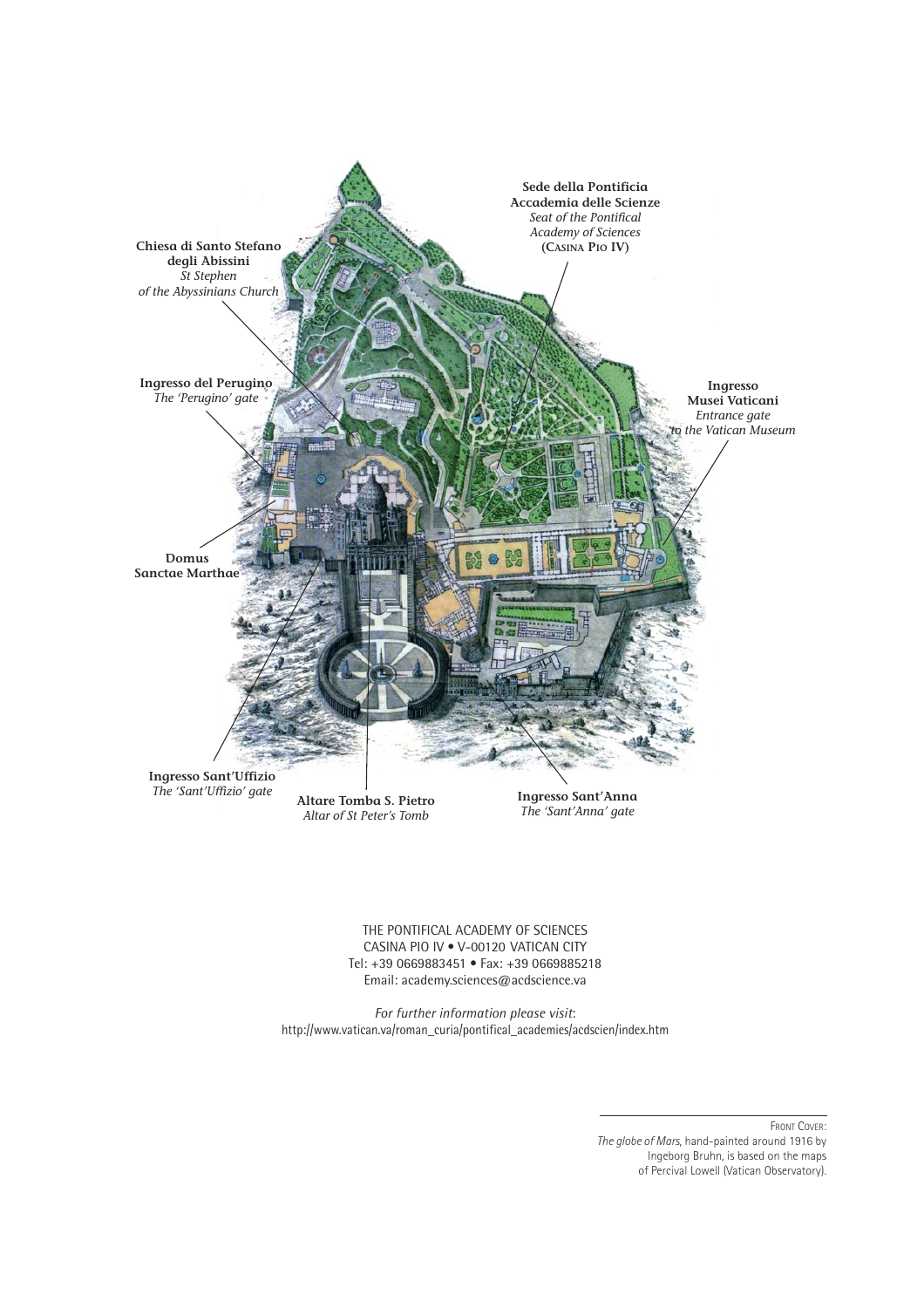Sede della Pontificia Accademia delle Scienze
*Seat of the Pontifical Academy of Sciences*
(Casina Pio IV)

Chiesa di Santo Stefano degli Abissini
*St Stephen of the Abyssinians Church*

Ingresso del Perugino
*The 'Perugino' gate*

Ingresso Musei Vaticani
*Entrance gate to the Vatican Museum*

Domus Sanctae Marthae

Ingresso Sant'Uffizio
*The 'Sant'Uffizio' gate*

Altare Tomba S. Pietro
*Altar of St Peter's Tomb*

Ingresso Sant'Anna
*The 'Sant'Anna' gate*

THE PONTIFICAL ACADEMY OF SCIENCES
CASINA PIO IV • V-00120 VATICAN CITY
Tel: +39 0669883451 • Fax: +39 0669885218
Email: academy.sciences@acdscience.va

*For further information please visit*:
http://www.vatican.va/roman_curia/pontifical_academies/acdscien/index.htm

Front Cover:
*The globe of Mars*, hand-painted around 1916 by Ingeborg Bruhn, is based on the maps of Percival Lowell (Vatican Observatory).